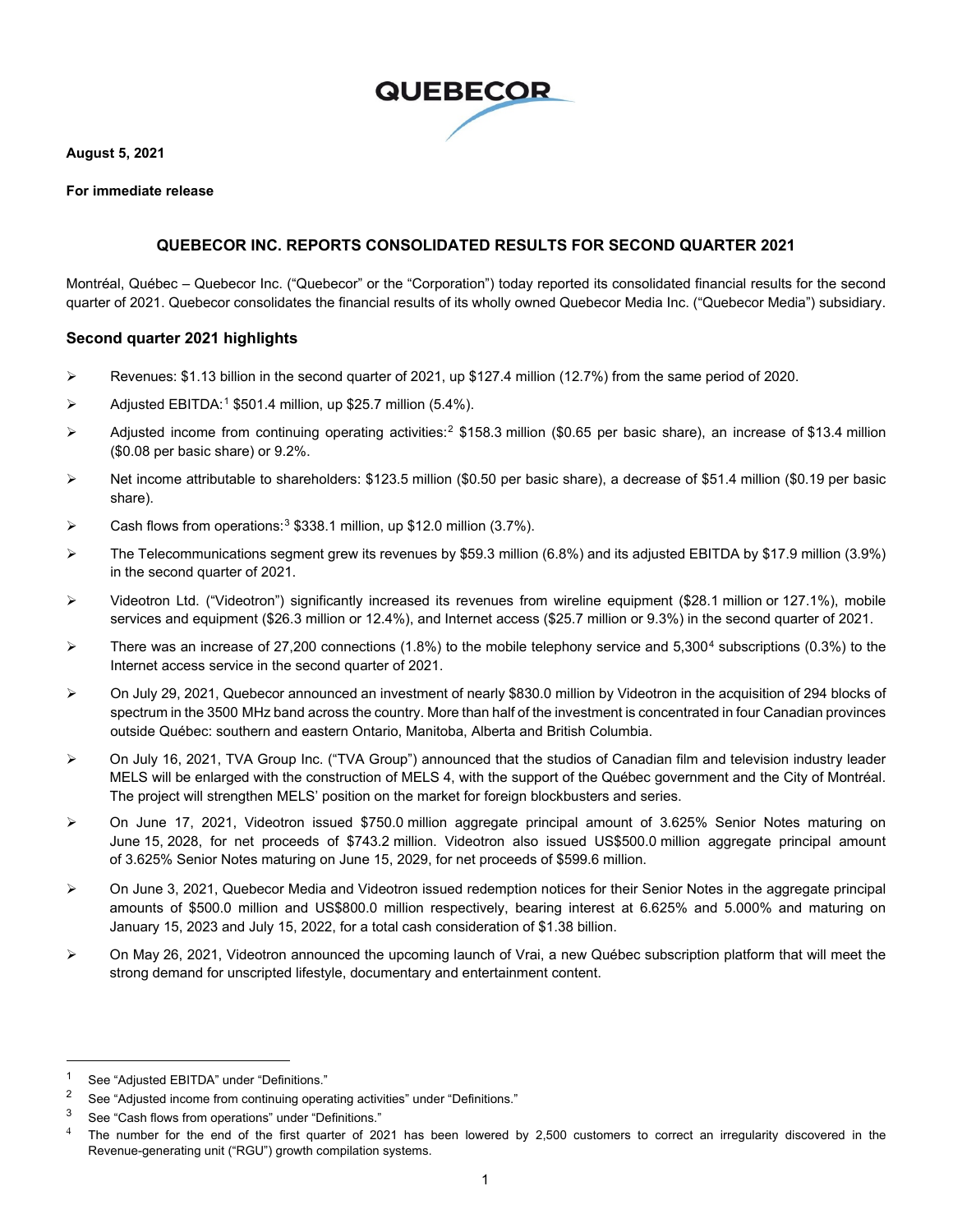QUEBECOR

**August 5, 2021**

**For immediate release**

## QUEBECOR INC. REPORTS CONSOLIDATED RESULTS FOR SECOND QUARTER 2021

Montréal, Québec – Quebecor Inc. ("Quebecor" or the "Corporation") today reported its consolidated financial results for the second quarter of 2021. Quebecor consolidates the financial results of its wholly owned Quebecor Media Inc. ("Quebecor Media") subsidiary.

### Second quarter 2021 highlights

- Revenues: $1.13 billion in the second quarter of 2021, up $127.4 million (12.7%) from the same period of 2020.
- Adjusted EBITDA:[1] $501.4 million, up $25.7 million (5.4%).
- Adjusted income from continuing operating activities:[2] $158.3 million ($0.65 per basic share), an increase of $13.4 million ($0.08 per basic share) or 9.2%.
- Net income attributable to shareholders: $123.5 million ($0.50 per basic share), a decrease of $51.4 million ($0.19 per basic share).
- Cash flows from operations:[3] $338.1 million, up $12.0 million (3.7%).
- The Telecommunications segment grew its revenues by $59.3 million (6.8%) and its adjusted EBITDA by $17.9 million (3.9%) in the second quarter of 2021.
- Videotron Ltd. ("Videotron") significantly increased its revenues from wireline equipment ($28.1 million or 127.1%), mobile services and equipment ($26.3 million or 12.4%), and Internet access ($25.7 million or 9.3%) in the second quarter of 2021.
- There was an increase of 27,200 connections (1.8%) to the mobile telephony service and 5,300[4] subscriptions (0.3%) to the Internet access service in the second quarter of 2021.
- On July 29, 2021, Quebecor announced an investment of nearly $830.0 million by Videotron in the acquisition of 294 blocks of spectrum in the 3500 MHz band across the country. More than half of the investment is concentrated in four Canadian provinces outside Québec: southern and eastern Ontario, Manitoba, Alberta and British Columbia.
- On July 16, 2021, TVA Group Inc. ("TVA Group") announced that the studios of Canadian film and television industry leader MELS will be enlarged with the construction of MELS 4, with the support of the Québec government and the City of Montréal. The project will strengthen MELS' position on the market for foreign blockbusters and series.
- On June 17, 2021, Videotron issued $750.0 million aggregate principal amount of 3.625% Senior Notes maturing on June 15, 2028, for net proceeds of $743.2 million. Videotron also issued US$500.0 million aggregate principal amount of 3.625% Senior Notes maturing on June 15, 2029, for net proceeds of $599.6 million.
- On June 3, 2021, Quebecor Media and Videotron issued redemption notices for their Senior Notes in the aggregate principal amounts of $500.0 million and US$800.0 million respectively, bearing interest at 6.625% and 5.000% and maturing on January 15, 2023 and July 15, 2022, for a total cash consideration of $1.38 billion.
- On May 26, 2021, Videotron announced the upcoming launch of Vrai, a new Québec subscription platform that will meet the strong demand for unscripted lifestyle, documentary and entertainment content.

---

[1] See "Adjusted EBITDA" under "Definitions."

[2] See "Adjusted income from continuing operating activities" under "Definitions."

[3] See "Cash flows from operations" under "Definitions."

[4] The number for the end of the first quarter of 2021 has been lowered by 2,500 customers to correct an irregularity discovered in the Revenue-generating unit ("RGU") growth compilation systems.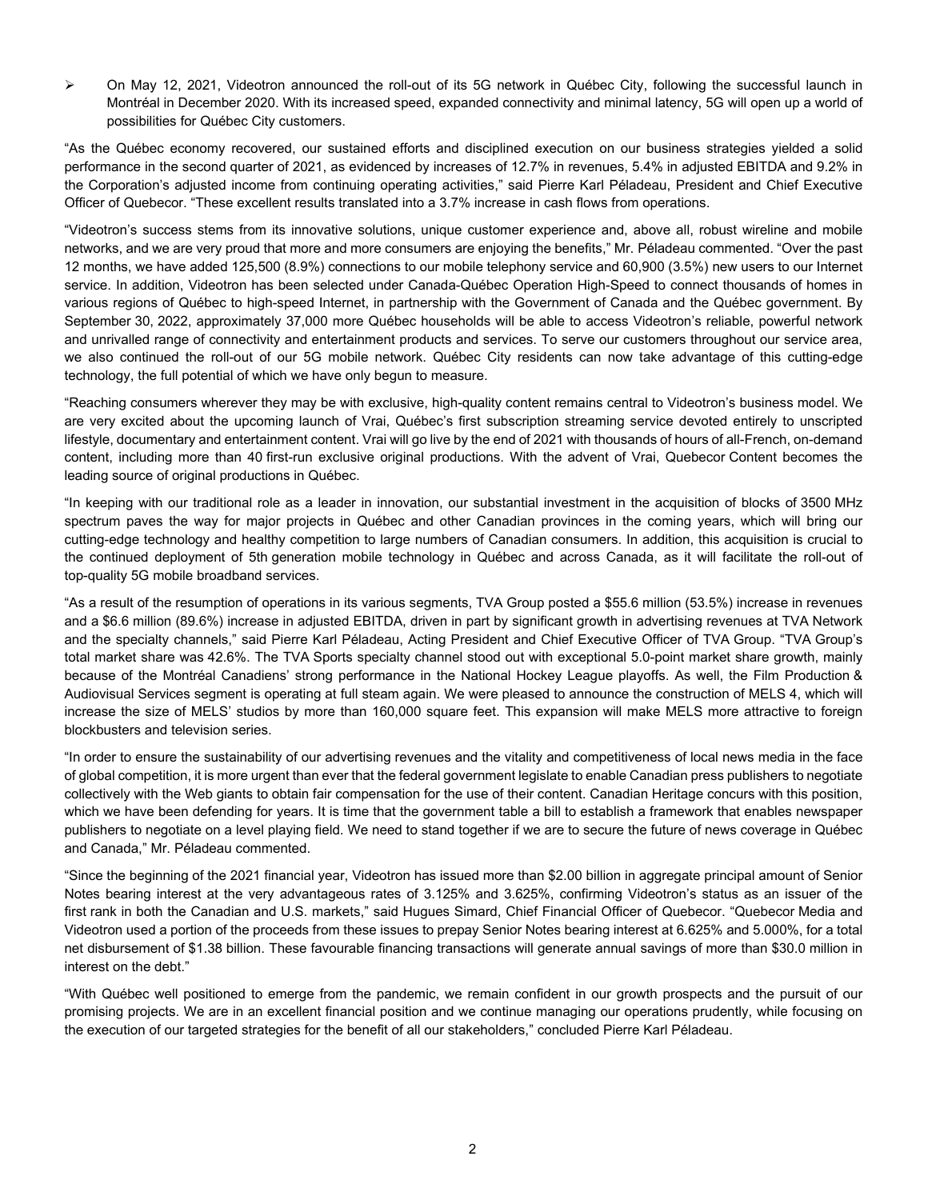- On May 12, 2021, Videotron announced the roll-out of its 5G network in Québec City, following the successful launch in Montréal in December 2020. With its increased speed, expanded connectivity and minimal latency, 5G will open up a world of possibilities for Québec City customers.

"As the Québec economy recovered, our sustained efforts and disciplined execution on our business strategies yielded a solid performance in the second quarter of 2021, as evidenced by increases of 12.7% in revenues, 5.4% in adjusted EBITDA and 9.2% in the Corporation's adjusted income from continuing operating activities," said Pierre Karl Péladeau, President and Chief Executive Officer of Quebecor. "These excellent results translated into a 3.7% increase in cash flows from operations.

"Videotron's success stems from its innovative solutions, unique customer experience and, above all, robust wireline and mobile networks, and we are very proud that more and more consumers are enjoying the benefits," Mr. Péladeau commented. "Over the past 12 months, we have added 125,500 (8.9%) connections to our mobile telephony service and 60,900 (3.5%) new users to our Internet service. In addition, Videotron has been selected under Canada-Québec Operation High-Speed to connect thousands of homes in various regions of Québec to high-speed Internet, in partnership with the Government of Canada and the Québec government. By September 30, 2022, approximately 37,000 more Québec households will be able to access Videotron's reliable, powerful network and unrivalled range of connectivity and entertainment products and services. To serve our customers throughout our service area, we also continued the roll-out of our 5G mobile network. Québec City residents can now take advantage of this cutting-edge technology, the full potential of which we have only begun to measure.

"Reaching consumers wherever they may be with exclusive, high-quality content remains central to Videotron's business model. We are very excited about the upcoming launch of Vrai, Québec's first subscription streaming service devoted entirely to unscripted lifestyle, documentary and entertainment content. Vrai will go live by the end of 2021 with thousands of hours of all-French, on-demand content, including more than 40 first-run exclusive original productions. With the advent of Vrai, Quebecor Content becomes the leading source of original productions in Québec.

"In keeping with our traditional role as a leader in innovation, our substantial investment in the acquisition of blocks of 3500 MHz spectrum paves the way for major projects in Québec and other Canadian provinces in the coming years, which will bring our cutting-edge technology and healthy competition to large numbers of Canadian consumers. In addition, this acquisition is crucial to the continued deployment of 5th generation mobile technology in Québec and across Canada, as it will facilitate the roll-out of top-quality 5G mobile broadband services.

"As a result of the resumption of operations in its various segments, TVA Group posted a $55.6 million (53.5%) increase in revenues and a $6.6 million (89.6%) increase in adjusted EBITDA, driven in part by significant growth in advertising revenues at TVA Network and the specialty channels," said Pierre Karl Péladeau, Acting President and Chief Executive Officer of TVA Group. "TVA Group's total market share was 42.6%. The TVA Sports specialty channel stood out with exceptional 5.0-point market share growth, mainly because of the Montréal Canadiens' strong performance in the National Hockey League playoffs. As well, the Film Production & Audiovisual Services segment is operating at full steam again. We were pleased to announce the construction of MELS 4, which will increase the size of MELS' studios by more than 160,000 square feet. This expansion will make MELS more attractive to foreign blockbusters and television series.

"In order to ensure the sustainability of our advertising revenues and the vitality and competitiveness of local news media in the face of global competition, it is more urgent than ever that the federal government legislate to enable Canadian press publishers to negotiate collectively with the Web giants to obtain fair compensation for the use of their content. Canadian Heritage concurs with this position, which we have been defending for years. It is time that the government table a bill to establish a framework that enables newspaper publishers to negotiate on a level playing field. We need to stand together if we are to secure the future of news coverage in Québec and Canada," Mr. Péladeau commented.

"Since the beginning of the 2021 financial year, Videotron has issued more than $2.00 billion in aggregate principal amount of Senior Notes bearing interest at the very advantageous rates of 3.125% and 3.625%, confirming Videotron's status as an issuer of the first rank in both the Canadian and U.S. markets," said Hugues Simard, Chief Financial Officer of Quebecor. "Quebecor Media and Videotron used a portion of the proceeds from these issues to prepay Senior Notes bearing interest at 6.625% and 5.000%, for a total net disbursement of $1.38 billion. These favourable financing transactions will generate annual savings of more than $30.0 million in interest on the debt."

"With Québec well positioned to emerge from the pandemic, we remain confident in our growth prospects and the pursuit of our promising projects. We are in an excellent financial position and we continue managing our operations prudently, while focusing on the execution of our targeted strategies for the benefit of all our stakeholders," concluded Pierre Karl Péladeau.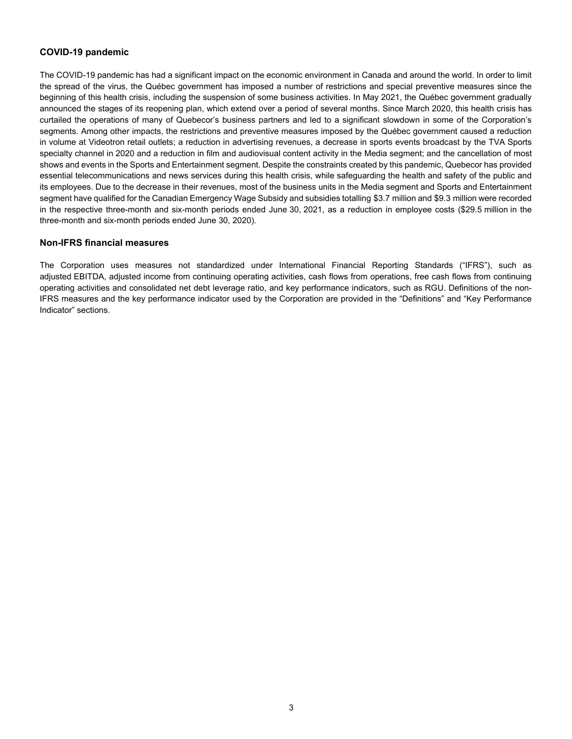### COVID-19 pandemic

The COVID-19 pandemic has had a significant impact on the economic environment in Canada and around the world. In order to limit the spread of the virus, the Québec government has imposed a number of restrictions and special preventive measures since the beginning of this health crisis, including the suspension of some business activities. In May 2021, the Québec government gradually announced the stages of its reopening plan, which extend over a period of several months. Since March 2020, this health crisis has curtailed the operations of many of Quebecor's business partners and led to a significant slowdown in some of the Corporation's segments. Among other impacts, the restrictions and preventive measures imposed by the Québec government caused a reduction in volume at Videotron retail outlets; a reduction in advertising revenues, a decrease in sports events broadcast by the TVA Sports specialty channel in 2020 and a reduction in film and audiovisual content activity in the Media segment; and the cancellation of most shows and events in the Sports and Entertainment segment. Despite the constraints created by this pandemic, Quebecor has provided essential telecommunications and news services during this health crisis, while safeguarding the health and safety of the public and its employees. Due to the decrease in their revenues, most of the business units in the Media segment and Sports and Entertainment segment have qualified for the Canadian Emergency Wage Subsidy and subsidies totalling $3.7 million and $9.3 million were recorded in the respective three-month and six-month periods ended June 30, 2021, as a reduction in employee costs ($29.5 million in the three-month and six-month periods ended June 30, 2020).

### Non-IFRS financial measures

The Corporation uses measures not standardized under International Financial Reporting Standards ("IFRS"), such as adjusted EBITDA, adjusted income from continuing operating activities, cash flows from operations, free cash flows from continuing operating activities and consolidated net debt leverage ratio, and key performance indicators, such as RGU. Definitions of the non-IFRS measures and the key performance indicator used by the Corporation are provided in the "Definitions" and "Key Performance Indicator" sections.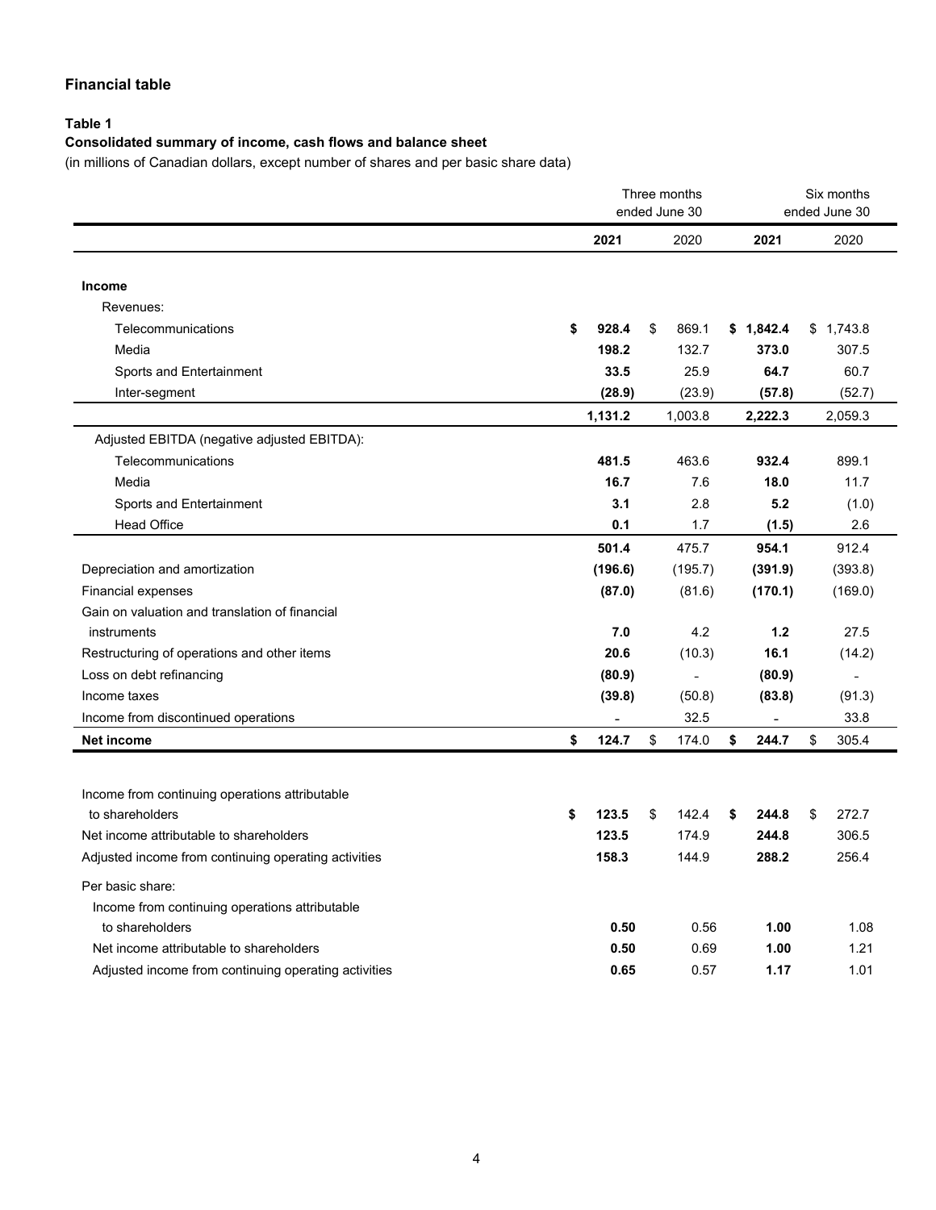## Financial table

**Table 1**

**Consolidated summary of income, cash flows and balance sheet**

(in millions of Canadian dollars, except number of shares and per basic share data)

| | Three months ended June 30 | | Six months ended June 30 | |
|---|---|---|---|---|
| | **2021** | 2020 | **2021** | 2020 |
| **Income** | | | | |
| Revenues: | | | | |
| Telecommunications | **$ 928.4** | $ 869.1 | **$ 1,842.4** | $ 1,743.8 |
| Media | **198.2** | 132.7 | **373.0** | 307.5 |
| Sports and Entertainment | **33.5** | 25.9 | **64.7** | 60.7 |
| Inter-segment | **(28.9)** | (23.9) | **(57.8)** | (52.7) |
| | **1,131.2** | 1,003.8 | **2,222.3** | 2,059.3 |
| Adjusted EBITDA (negative adjusted EBITDA): | | | | |
| Telecommunications | **481.5** | 463.6 | **932.4** | 899.1 |
| Media | **16.7** | 7.6 | **18.0** | 11.7 |
| Sports and Entertainment | **3.1** | 2.8 | **5.2** | (1.0) |
| Head Office | **0.1** | 1.7 | **(1.5)** | 2.6 |
| | **501.4** | 475.7 | **954.1** | 912.4 |
| Depreciation and amortization | **(196.6)** | (195.7) | **(391.9)** | (393.8) |
| Financial expenses | **(87.0)** | (81.6) | **(170.1)** | (169.0) |
| Gain on valuation and translation of financial instruments | **7.0** | 4.2 | **1.2** | 27.5 |
| Restructuring of operations and other items | **20.6** | (10.3) | **16.1** | (14.2) |
| Loss on debt refinancing | **(80.9)** | - | **(80.9)** | - |
| Income taxes | **(39.8)** | (50.8) | **(83.8)** | (91.3) |
| Income from discontinued operations | **-** | 32.5 | **-** | 33.8 |
| **Net income** | **$ 124.7** | $ 174.0 | **$ 244.7** | $ 305.4 |
| | | | | |
| Income from continuing operations attributable to shareholders | **$ 123.5** | $ 142.4 | **$ 244.8** | $ 272.7 |
| Net income attributable to shareholders | **123.5** | 174.9 | **244.8** | 306.5 |
| Adjusted income from continuing operating activities | **158.3** | 144.9 | **288.2** | 256.4 |
| Per basic share: | | | | |
| Income from continuing operations attributable to shareholders | **0.50** | 0.56 | **1.00** | 1.08 |
| Net income attributable to shareholders | **0.50** | 0.69 | **1.00** | 1.21 |
| Adjusted income from continuing operating activities | **0.65** | 0.57 | **1.17** | 1.01 |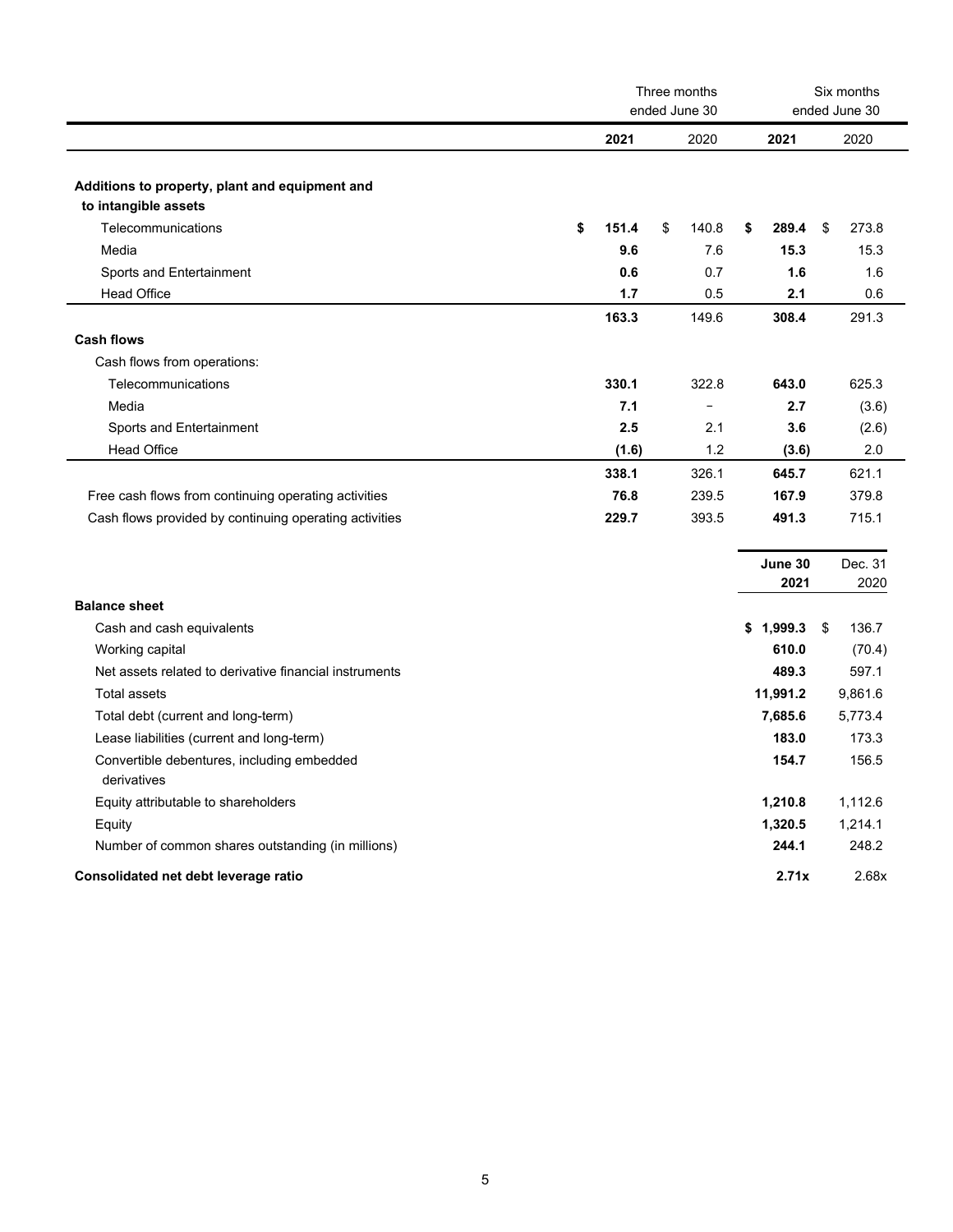| | Three months ended June 30 | | Six months ended June 30 | |
|---|---|---|---|---|
| | **2021** | 2020 | **2021** | 2020 |
| **Additions to property, plant and equipment and to intangible assets** | | | | |
| Telecommunications | **$ 151.4** | $ 140.8 | **$ 289.4** | $ 273.8 |
| Media | **9.6** | 7.6 | **15.3** | 15.3 |
| Sports and Entertainment | **0.6** | 0.7 | **1.6** | 1.6 |
| Head Office | **1.7** | 0.5 | **2.1** | 0.6 |
| | **163.3** | 149.6 | **308.4** | 291.3 |
| **Cash flows** | | | | |
| Cash flows from operations: | | | | |
| Telecommunications | **330.1** | 322.8 | **643.0** | 625.3 |
| Media | **7.1** | − | **2.7** | (3.6) |
| Sports and Entertainment | **2.5** | 2.1 | **3.6** | (2.6) |
| Head Office | **(1.6)** | 1.2 | **(3.6)** | 2.0 |
| | **338.1** | 326.1 | **645.7** | 621.1 |
| Free cash flows from continuing operating activities | **76.8** | 239.5 | **167.9** | 379.8 |
| Cash flows provided by continuing operating activities | **229.7** | 393.5 | **491.3** | 715.1 |

| | **June 30 2021** | Dec. 31 2020 |
|---|---|---|
| **Balance sheet** | | |
| Cash and cash equivalents | **$ 1,999.3** | $ 136.7 |
| Working capital | **610.0** | (70.4) |
| Net assets related to derivative financial instruments | **489.3** | 597.1 |
| Total assets | **11,991.2** | 9,861.6 |
| Total debt (current and long-term) | **7,685.6** | 5,773.4 |
| Lease liabilities (current and long-term) | **183.0** | 173.3 |
| Convertible debentures, including embedded derivatives | **154.7** | 156.5 |
| Equity attributable to shareholders | **1,210.8** | 1,112.6 |
| Equity | **1,320.5** | 1,214.1 |
| Number of common shares outstanding (in millions) | **244.1** | 248.2 |
| **Consolidated net debt leverage ratio** | **2.71x** | 2.68x |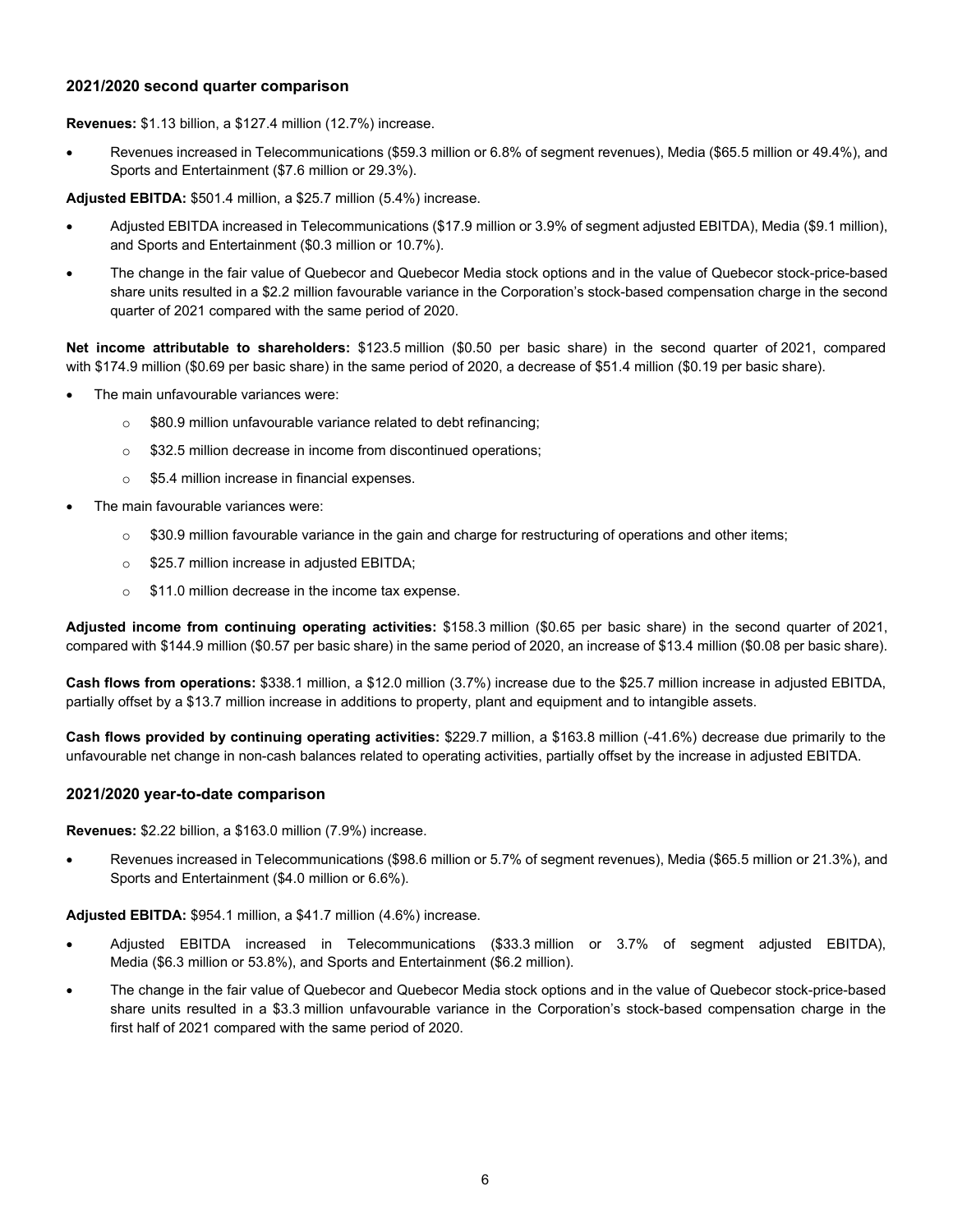### 2021/2020 second quarter comparison

**Revenues:** $1.13 billion, a $127.4 million (12.7%) increase.

- Revenues increased in Telecommunications ($59.3 million or 6.8% of segment revenues), Media ($65.5 million or 49.4%), and Sports and Entertainment ($7.6 million or 29.3%).

**Adjusted EBITDA:** $501.4 million, a $25.7 million (5.4%) increase.

- Adjusted EBITDA increased in Telecommunications ($17.9 million or 3.9% of segment adjusted EBITDA), Media ($9.1 million), and Sports and Entertainment ($0.3 million or 10.7%).
- The change in the fair value of Quebecor and Quebecor Media stock options and in the value of Quebecor stock-price-based share units resulted in a $2.2 million favourable variance in the Corporation's stock-based compensation charge in the second quarter of 2021 compared with the same period of 2020.

**Net income attributable to shareholders:** $123.5 million ($0.50 per basic share) in the second quarter of 2021, compared with $174.9 million ($0.69 per basic share) in the same period of 2020, a decrease of $51.4 million ($0.19 per basic share).

- The main unfavourable variances were:
  - $80.9 million unfavourable variance related to debt refinancing;
  - $32.5 million decrease in income from discontinued operations;
  - $5.4 million increase in financial expenses.
- The main favourable variances were:
  - $30.9 million favourable variance in the gain and charge for restructuring of operations and other items;
  - $25.7 million increase in adjusted EBITDA;
  - $11.0 million decrease in the income tax expense.

**Adjusted income from continuing operating activities:** $158.3 million ($0.65 per basic share) in the second quarter of 2021, compared with $144.9 million ($0.57 per basic share) in the same period of 2020, an increase of $13.4 million ($0.08 per basic share).

**Cash flows from operations:** $338.1 million, a $12.0 million (3.7%) increase due to the $25.7 million increase in adjusted EBITDA, partially offset by a $13.7 million increase in additions to property, plant and equipment and to intangible assets.

**Cash flows provided by continuing operating activities:** $229.7 million, a $163.8 million (-41.6%) decrease due primarily to the unfavourable net change in non-cash balances related to operating activities, partially offset by the increase in adjusted EBITDA.

### 2021/2020 year-to-date comparison

**Revenues:** $2.22 billion, a $163.0 million (7.9%) increase.

- Revenues increased in Telecommunications ($98.6 million or 5.7% of segment revenues), Media ($65.5 million or 21.3%), and Sports and Entertainment ($4.0 million or 6.6%).

**Adjusted EBITDA:** $954.1 million, a $41.7 million (4.6%) increase.

- Adjusted EBITDA increased in Telecommunications ($33.3 million or 3.7% of segment adjusted EBITDA), Media ($6.3 million or 53.8%), and Sports and Entertainment ($6.2 million).
- The change in the fair value of Quebecor and Quebecor Media stock options and in the value of Quebecor stock-price-based share units resulted in a $3.3 million unfavourable variance in the Corporation's stock-based compensation charge in the first half of 2021 compared with the same period of 2020.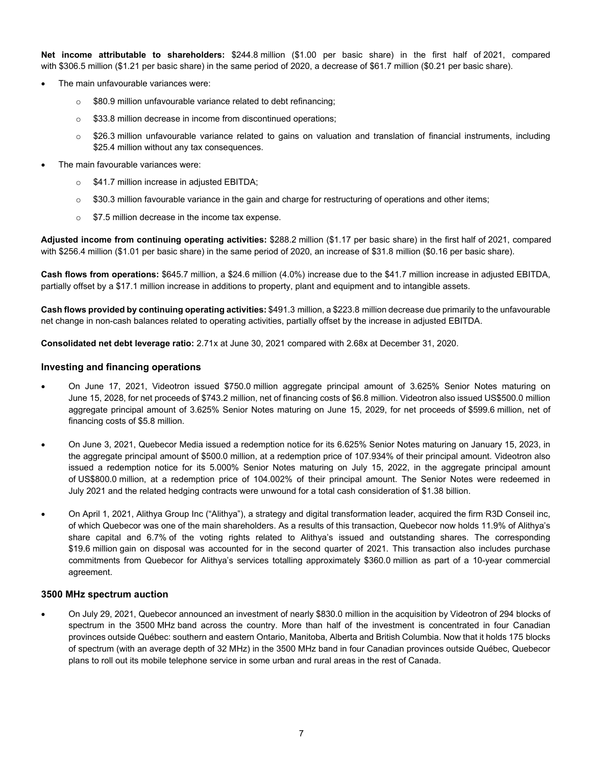**Net income attributable to shareholders:** $244.8 million ($1.00 per basic share) in the first half of 2021, compared with $306.5 million ($1.21 per basic share) in the same period of 2020, a decrease of $61.7 million ($0.21 per basic share).

- The main unfavourable variances were:
    - $80.9 million unfavourable variance related to debt refinancing;
    - $33.8 million decrease in income from discontinued operations;
    - $26.3 million unfavourable variance related to gains on valuation and translation of financial instruments, including $25.4 million without any tax consequences.
- The main favourable variances were:
    - $41.7 million increase in adjusted EBITDA;
    - $30.3 million favourable variance in the gain and charge for restructuring of operations and other items;
    - $7.5 million decrease in the income tax expense.

**Adjusted income from continuing operating activities:** $288.2 million ($1.17 per basic share) in the first half of 2021, compared with $256.4 million ($1.01 per basic share) in the same period of 2020, an increase of $31.8 million ($0.16 per basic share).

**Cash flows from operations:** $645.7 million, a $24.6 million (4.0%) increase due to the $41.7 million increase in adjusted EBITDA, partially offset by a $17.1 million increase in additions to property, plant and equipment and to intangible assets.

**Cash flows provided by continuing operating activities:** $491.3 million, a $223.8 million decrease due primarily to the unfavourable net change in non-cash balances related to operating activities, partially offset by the increase in adjusted EBITDA.

**Consolidated net debt leverage ratio:** 2.71x at June 30, 2021 compared with 2.68x at December 31, 2020.

### Investing and financing operations

- On June 17, 2021, Videotron issued $750.0 million aggregate principal amount of 3.625% Senior Notes maturing on June 15, 2028, for net proceeds of $743.2 million, net of financing costs of $6.8 million. Videotron also issued US$500.0 million aggregate principal amount of 3.625% Senior Notes maturing on June 15, 2029, for net proceeds of $599.6 million, net of financing costs of $5.8 million.
- On June 3, 2021, Quebecor Media issued a redemption notice for its 6.625% Senior Notes maturing on January 15, 2023, in the aggregate principal amount of $500.0 million, at a redemption price of 107.934% of their principal amount. Videotron also issued a redemption notice for its 5.000% Senior Notes maturing on July 15, 2022, in the aggregate principal amount of US$800.0 million, at a redemption price of 104.002% of their principal amount. The Senior Notes were redeemed in July 2021 and the related hedging contracts were unwound for a total cash consideration of $1.38 billion.
- On April 1, 2021, Alithya Group Inc ("Alithya"), a strategy and digital transformation leader, acquired the firm R3D Conseil inc, of which Quebecor was one of the main shareholders. As a results of this transaction, Quebecor now holds 11.9% of Alithya's share capital and 6.7% of the voting rights related to Alithya's issued and outstanding shares. The corresponding $19.6 million gain on disposal was accounted for in the second quarter of 2021. This transaction also includes purchase commitments from Quebecor for Alithya's services totalling approximately $360.0 million as part of a 10-year commercial agreement.

### 3500 MHz spectrum auction

- On July 29, 2021, Quebecor announced an investment of nearly $830.0 million in the acquisition by Videotron of 294 blocks of spectrum in the 3500 MHz band across the country. More than half of the investment is concentrated in four Canadian provinces outside Québec: southern and eastern Ontario, Manitoba, Alberta and British Columbia. Now that it holds 175 blocks of spectrum (with an average depth of 32 MHz) in the 3500 MHz band in four Canadian provinces outside Québec, Quebecor plans to roll out its mobile telephone service in some urban and rural areas in the rest of Canada.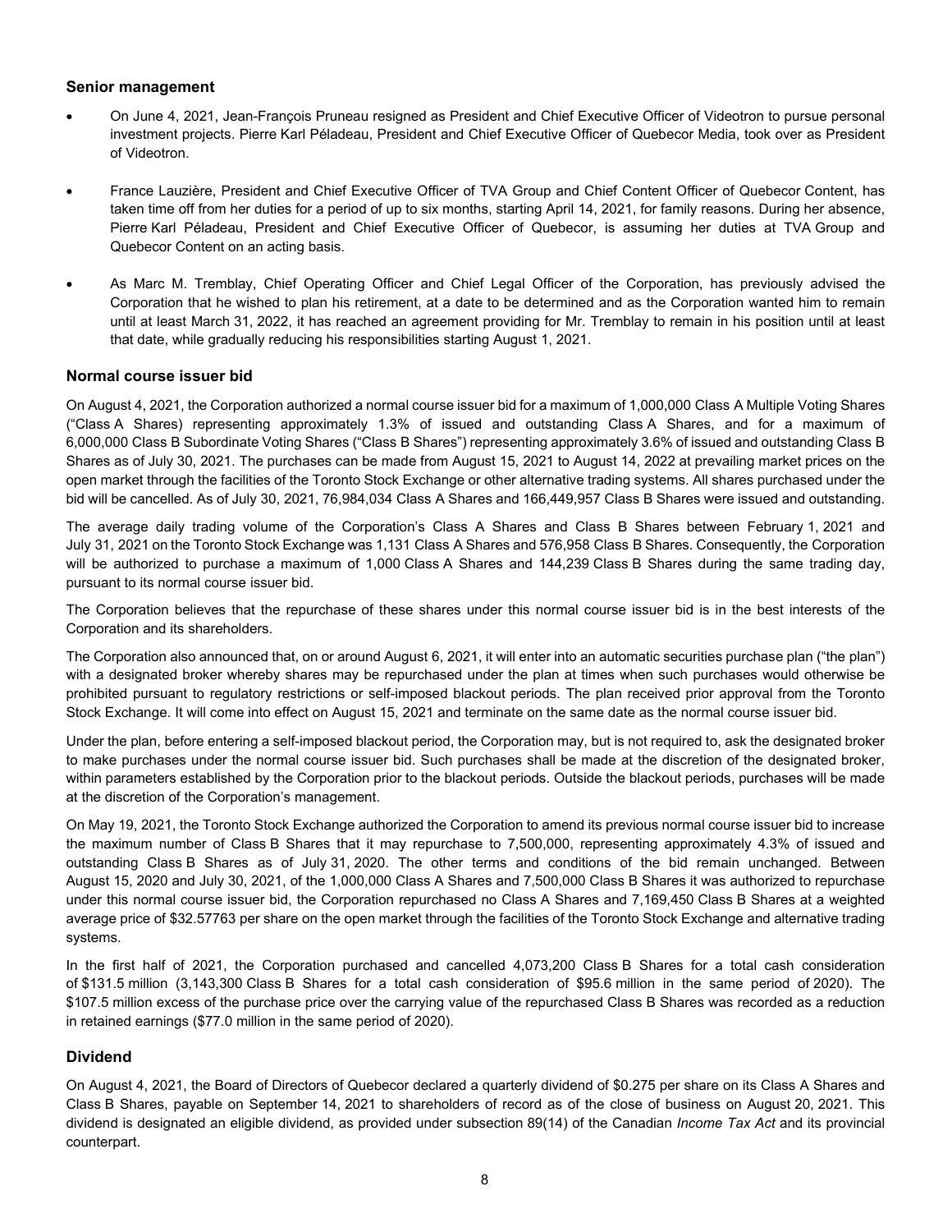## Senior management

- On June 4, 2021, Jean-François Pruneau resigned as President and Chief Executive Officer of Videotron to pursue personal investment projects. Pierre Karl Péladeau, President and Chief Executive Officer of Quebecor Media, took over as President of Videotron.
- France Lauzière, President and Chief Executive Officer of TVA Group and Chief Content Officer of Quebecor Content, has taken time off from her duties for a period of up to six months, starting April 14, 2021, for family reasons. During her absence, Pierre Karl Péladeau, President and Chief Executive Officer of Quebecor, is assuming her duties at TVA Group and Quebecor Content on an acting basis.
- As Marc M. Tremblay, Chief Operating Officer and Chief Legal Officer of the Corporation, has previously advised the Corporation that he wished to plan his retirement, at a date to be determined and as the Corporation wanted him to remain until at least March 31, 2022, it has reached an agreement providing for Mr. Tremblay to remain in his position until at least that date, while gradually reducing his responsibilities starting August 1, 2021.

## Normal course issuer bid

On August 4, 2021, the Corporation authorized a normal course issuer bid for a maximum of 1,000,000 Class A Multiple Voting Shares ("Class A Shares) representing approximately 1.3% of issued and outstanding Class A Shares, and for a maximum of 6,000,000 Class B Subordinate Voting Shares ("Class B Shares") representing approximately 3.6% of issued and outstanding Class B Shares as of July 30, 2021. The purchases can be made from August 15, 2021 to August 14, 2022 at prevailing market prices on the open market through the facilities of the Toronto Stock Exchange or other alternative trading systems. All shares purchased under the bid will be cancelled. As of July 30, 2021, 76,984,034 Class A Shares and 166,449,957 Class B Shares were issued and outstanding.

The average daily trading volume of the Corporation's Class A Shares and Class B Shares between February 1, 2021 and July 31, 2021 on the Toronto Stock Exchange was 1,131 Class A Shares and 576,958 Class B Shares. Consequently, the Corporation will be authorized to purchase a maximum of 1,000 Class A Shares and 144,239 Class B Shares during the same trading day, pursuant to its normal course issuer bid.

The Corporation believes that the repurchase of these shares under this normal course issuer bid is in the best interests of the Corporation and its shareholders.

The Corporation also announced that, on or around August 6, 2021, it will enter into an automatic securities purchase plan ("the plan") with a designated broker whereby shares may be repurchased under the plan at times when such purchases would otherwise be prohibited pursuant to regulatory restrictions or self-imposed blackout periods. The plan received prior approval from the Toronto Stock Exchange. It will come into effect on August 15, 2021 and terminate on the same date as the normal course issuer bid.

Under the plan, before entering a self-imposed blackout period, the Corporation may, but is not required to, ask the designated broker to make purchases under the normal course issuer bid. Such purchases shall be made at the discretion of the designated broker, within parameters established by the Corporation prior to the blackout periods. Outside the blackout periods, purchases will be made at the discretion of the Corporation's management.

On May 19, 2021, the Toronto Stock Exchange authorized the Corporation to amend its previous normal course issuer bid to increase the maximum number of Class B Shares that it may repurchase to 7,500,000, representing approximately 4.3% of issued and outstanding Class B Shares as of July 31, 2020. The other terms and conditions of the bid remain unchanged. Between August 15, 2020 and July 30, 2021, of the 1,000,000 Class A Shares and 7,500,000 Class B Shares it was authorized to repurchase under this normal course issuer bid, the Corporation repurchased no Class A Shares and 7,169,450 Class B Shares at a weighted average price of $32.57763 per share on the open market through the facilities of the Toronto Stock Exchange and alternative trading systems.

In the first half of 2021, the Corporation purchased and cancelled 4,073,200 Class B Shares for a total cash consideration of $131.5 million (3,143,300 Class B Shares for a total cash consideration of $95.6 million in the same period of 2020). The $107.5 million excess of the purchase price over the carrying value of the repurchased Class B Shares was recorded as a reduction in retained earnings ($77.0 million in the same period of 2020).

## Dividend

On August 4, 2021, the Board of Directors of Quebecor declared a quarterly dividend of $0.275 per share on its Class A Shares and Class B Shares, payable on September 14, 2021 to shareholders of record as of the close of business on August 20, 2021. This dividend is designated an eligible dividend, as provided under subsection 89(14) of the Canadian *Income Tax Act* and its provincial counterpart.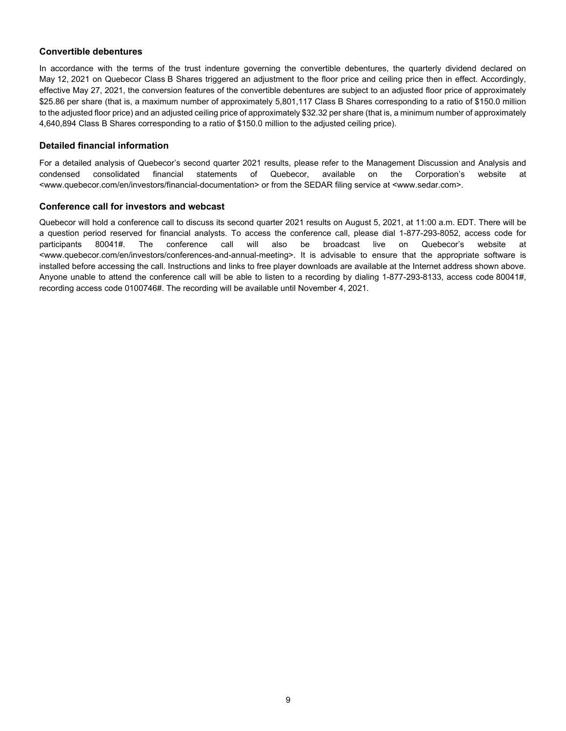### Convertible debentures

In accordance with the terms of the trust indenture governing the convertible debentures, the quarterly dividend declared on May 12, 2021 on Quebecor Class B Shares triggered an adjustment to the floor price and ceiling price then in effect. Accordingly, effective May 27, 2021, the conversion features of the convertible debentures are subject to an adjusted floor price of approximately $25.86 per share (that is, a maximum number of approximately 5,801,117 Class B Shares corresponding to a ratio of $150.0 million to the adjusted floor price) and an adjusted ceiling price of approximately $32.32 per share (that is, a minimum number of approximately 4,640,894 Class B Shares corresponding to a ratio of $150.0 million to the adjusted ceiling price).

### Detailed financial information

For a detailed analysis of Quebecor's second quarter 2021 results, please refer to the Management Discussion and Analysis and condensed consolidated financial statements of Quebecor, available on the Corporation's website at <www.quebecor.com/en/investors/financial-documentation> or from the SEDAR filing service at <www.sedar.com>.

### Conference call for investors and webcast

Quebecor will hold a conference call to discuss its second quarter 2021 results on August 5, 2021, at 11:00 a.m. EDT. There will be a question period reserved for financial analysts. To access the conference call, please dial 1-877-293-8052, access code for participants 80041#. The conference call will also be broadcast live on Quebecor's website at <www.quebecor.com/en/investors/conferences-and-annual-meeting>. It is advisable to ensure that the appropriate software is installed before accessing the call. Instructions and links to free player downloads are available at the Internet address shown above. Anyone unable to attend the conference call will be able to listen to a recording by dialing 1-877-293-8133, access code 80041#, recording access code 0100746#. The recording will be available until November 4, 2021.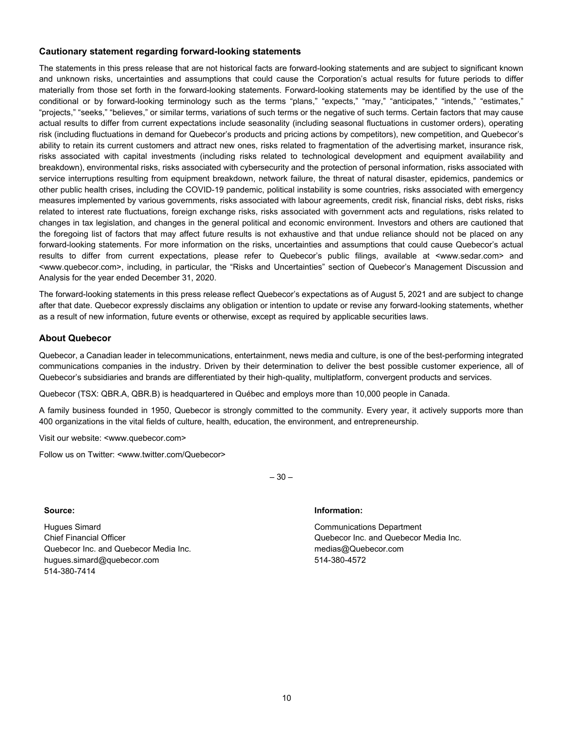### Cautionary statement regarding forward-looking statements

The statements in this press release that are not historical facts are forward-looking statements and are subject to significant known and unknown risks, uncertainties and assumptions that could cause the Corporation's actual results for future periods to differ materially from those set forth in the forward-looking statements. Forward-looking statements may be identified by the use of the conditional or by forward-looking terminology such as the terms "plans," "expects," "may," "anticipates," "intends," "estimates," "projects," "seeks," "believes," or similar terms, variations of such terms or the negative of such terms. Certain factors that may cause actual results to differ from current expectations include seasonality (including seasonal fluctuations in customer orders), operating risk (including fluctuations in demand for Quebecor's products and pricing actions by competitors), new competition, and Quebecor's ability to retain its current customers and attract new ones, risks related to fragmentation of the advertising market, insurance risk, risks associated with capital investments (including risks related to technological development and equipment availability and breakdown), environmental risks, risks associated with cybersecurity and the protection of personal information, risks associated with service interruptions resulting from equipment breakdown, network failure, the threat of natural disaster, epidemics, pandemics or other public health crises, including the COVID-19 pandemic, political instability is some countries, risks associated with emergency measures implemented by various governments, risks associated with labour agreements, credit risk, financial risks, debt risks, risks related to interest rate fluctuations, foreign exchange risks, risks associated with government acts and regulations, risks related to changes in tax legislation, and changes in the general political and economic environment. Investors and others are cautioned that the foregoing list of factors that may affect future results is not exhaustive and that undue reliance should not be placed on any forward-looking statements. For more information on the risks, uncertainties and assumptions that could cause Quebecor's actual results to differ from current expectations, please refer to Quebecor's public filings, available at <www.sedar.com> and <www.quebecor.com>, including, in particular, the "Risks and Uncertainties" section of Quebecor's Management Discussion and Analysis for the year ended December 31, 2020.

The forward-looking statements in this press release reflect Quebecor's expectations as of August 5, 2021 and are subject to change after that date. Quebecor expressly disclaims any obligation or intention to update or revise any forward-looking statements, whether as a result of new information, future events or otherwise, except as required by applicable securities laws.

### About Quebecor

Quebecor, a Canadian leader in telecommunications, entertainment, news media and culture, is one of the best-performing integrated communications companies in the industry. Driven by their determination to deliver the best possible customer experience, all of Quebecor's subsidiaries and brands are differentiated by their high-quality, multiplatform, convergent products and services.

Quebecor (TSX: QBR.A, QBR.B) is headquartered in Québec and employs more than 10,000 people in Canada.

A family business founded in 1950, Quebecor is strongly committed to the community. Every year, it actively supports more than 400 organizations in the vital fields of culture, health, education, the environment, and entrepreneurship.

Visit our website: <www.quebecor.com>

Follow us on Twitter: <www.twitter.com/Quebecor>

– 30 –

**Source:**

Hugues Simard
Chief Financial Officer
Quebecor Inc. and Quebecor Media Inc.
hugues.simard@quebecor.com
514-380-7414

**Information:**

Communications Department
Quebecor Inc. and Quebecor Media Inc.
medias@Quebecor.com
514-380-4572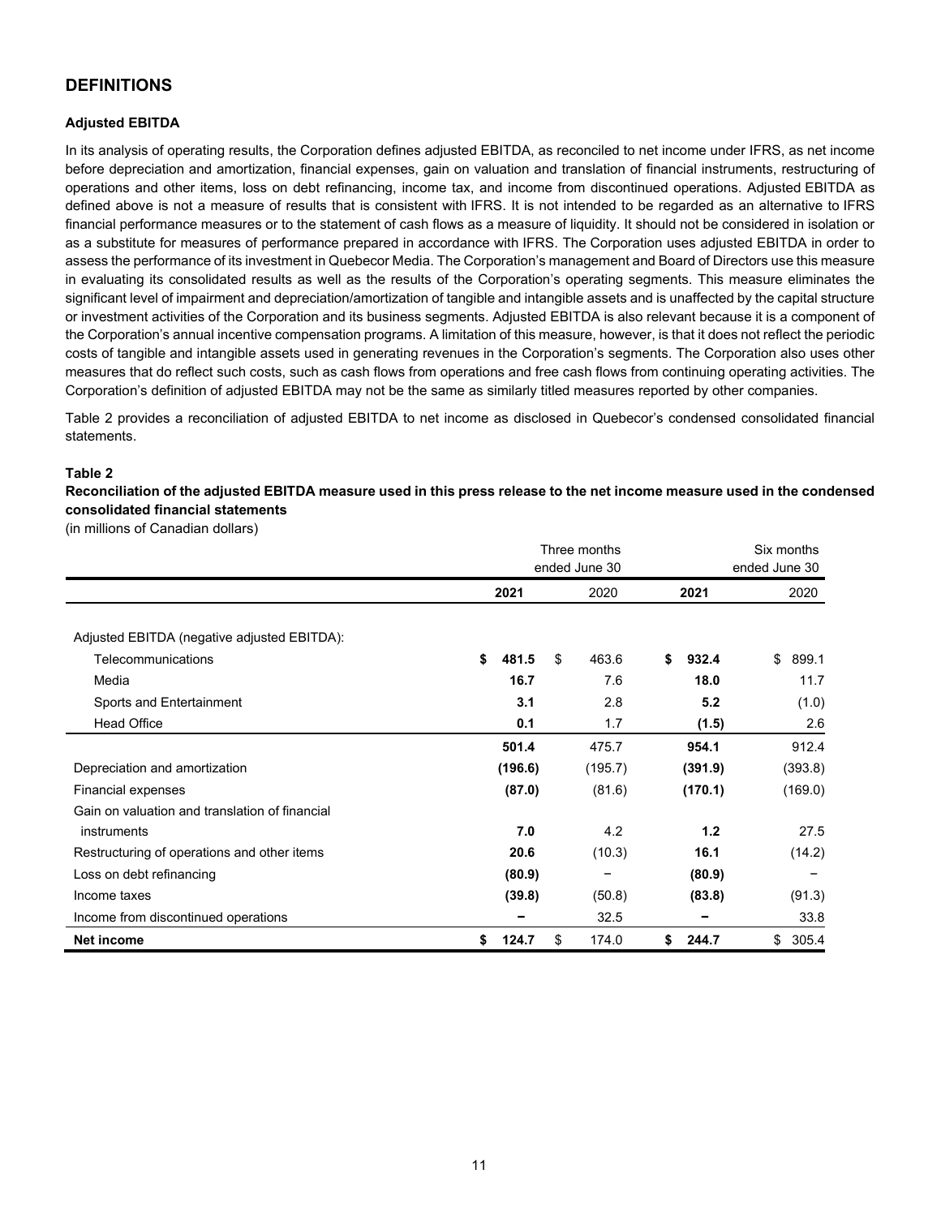## DEFINITIONS

### Adjusted EBITDA

In its analysis of operating results, the Corporation defines adjusted EBITDA, as reconciled to net income under IFRS, as net income before depreciation and amortization, financial expenses, gain on valuation and translation of financial instruments, restructuring of operations and other items, loss on debt refinancing, income tax, and income from discontinued operations. Adjusted EBITDA as defined above is not a measure of results that is consistent with IFRS. It is not intended to be regarded as an alternative to IFRS financial performance measures or to the statement of cash flows as a measure of liquidity. It should not be considered in isolation or as a substitute for measures of performance prepared in accordance with IFRS. The Corporation uses adjusted EBITDA in order to assess the performance of its investment in Quebecor Media. The Corporation's management and Board of Directors use this measure in evaluating its consolidated results as well as the results of the Corporation's operating segments. This measure eliminates the significant level of impairment and depreciation/amortization of tangible and intangible assets and is unaffected by the capital structure or investment activities of the Corporation and its business segments. Adjusted EBITDA is also relevant because it is a component of the Corporation's annual incentive compensation programs. A limitation of this measure, however, is that it does not reflect the periodic costs of tangible and intangible assets used in generating revenues in the Corporation's segments. The Corporation also uses other measures that do reflect such costs, such as cash flows from operations and free cash flows from continuing operating activities. The Corporation's definition of adjusted EBITDA may not be the same as similarly titled measures reported by other companies.

Table 2 provides a reconciliation of adjusted EBITDA to net income as disclosed in Quebecor's condensed consolidated financial statements.

**Table 2**
**Reconciliation of the adjusted EBITDA measure used in this press release to the net income measure used in the condensed consolidated financial statements**
(in millions of Canadian dollars)

| | Three months ended June 30 | | Six months ended June 30 | |
|---|---|---|---|---|
| | **2021** | 2020 | **2021** | 2020 |
| Adjusted EBITDA (negative adjusted EBITDA): | | | | |
| Telecommunications | **$ 481.5** | $ 463.6 | **$ 932.4** | $ 899.1 |
| Media | **16.7** | 7.6 | **18.0** | 11.7 |
| Sports and Entertainment | **3.1** | 2.8 | **5.2** | (1.0) |
| Head Office | **0.1** | 1.7 | **(1.5)** | 2.6 |
| | **501.4** | 475.7 | **954.1** | 912.4 |
| Depreciation and amortization | **(196.6)** | (195.7) | **(391.9)** | (393.8) |
| Financial expenses | **(87.0)** | (81.6) | **(170.1)** | (169.0) |
| Gain on valuation and translation of financial instruments | **7.0** | 4.2 | **1.2** | 27.5 |
| Restructuring of operations and other items | **20.6** | (10.3) | **16.1** | (14.2) |
| Loss on debt refinancing | **(80.9)** | – | **(80.9)** | – |
| Income taxes | **(39.8)** | (50.8) | **(83.8)** | (91.3) |
| Income from discontinued operations | **–** | 32.5 | **–** | 33.8 |
| **Net income** | **$ 124.7** | $ 174.0 | **$ 244.7** | $ 305.4 |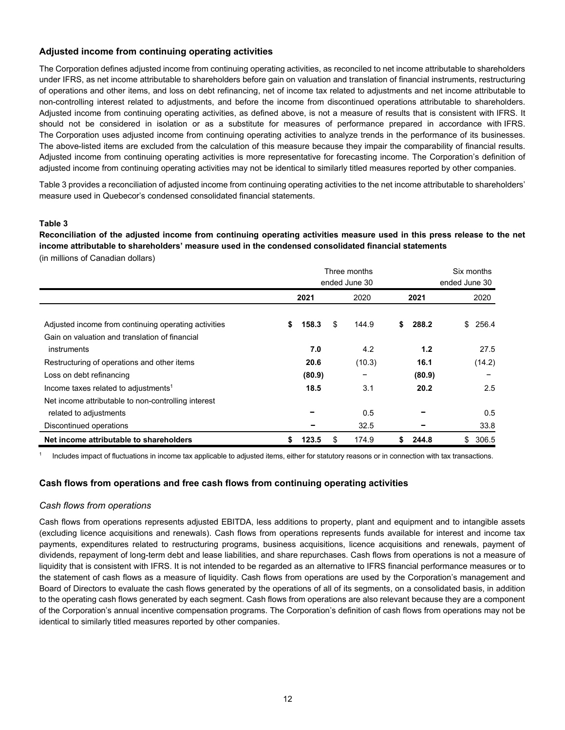## Adjusted income from continuing operating activities

The Corporation defines adjusted income from continuing operating activities, as reconciled to net income attributable to shareholders under IFRS, as net income attributable to shareholders before gain on valuation and translation of financial instruments, restructuring of operations and other items, and loss on debt refinancing, net of income tax related to adjustments and net income attributable to non-controlling interest related to adjustments, and before the income from discontinued operations attributable to shareholders. Adjusted income from continuing operating activities, as defined above, is not a measure of results that is consistent with IFRS. It should not be considered in isolation or as a substitute for measures of performance prepared in accordance with IFRS. The Corporation uses adjusted income from continuing operating activities to analyze trends in the performance of its businesses. The above-listed items are excluded from the calculation of this measure because they impair the comparability of financial results. Adjusted income from continuing operating activities is more representative for forecasting income. The Corporation's definition of adjusted income from continuing operating activities may not be identical to similarly titled measures reported by other companies.

Table 3 provides a reconciliation of adjusted income from continuing operating activities to the net income attributable to shareholders' measure used in Quebecor's condensed consolidated financial statements.

**Table 3**

**Reconciliation of the adjusted income from continuing operating activities measure used in this press release to the net income attributable to shareholders' measure used in the condensed consolidated financial statements**

(in millions of Canadian dollars)

| | Three months ended June 30 | | Six months ended June 30 | |
|---|---|---|---|---|
| | **2021** | 2020 | **2021** | 2020 |
| Adjusted income from continuing operating activities | **$ 158.3** | $ 144.9 | **$ 288.2** | $ 256.4 |
| Gain on valuation and translation of financial instruments | **7.0** | 4.2 | **1.2** | 27.5 |
| Restructuring of operations and other items | **20.6** | (10.3) | **16.1** | (14.2) |
| Loss on debt refinancing | **(80.9)** | – | **(80.9)** | – |
| Income taxes related to adjustments[1] | **18.5** | 3.1 | **20.2** | 2.5 |
| Net income attributable to non-controlling interest related to adjustments | **–** | 0.5 | **–** | 0.5 |
| Discontinued operations | **–** | 32.5 | **–** | 33.8 |
| **Net income attributable to shareholders** | **$ 123.5** | $ 174.9 | **$ 244.8** | $ 306.5 |

[1] Includes impact of fluctuations in income tax applicable to adjusted items, either for statutory reasons or in connection with tax transactions.

## Cash flows from operations and free cash flows from continuing operating activities

### *Cash flows from operations*

Cash flows from operations represents adjusted EBITDA, less additions to property, plant and equipment and to intangible assets (excluding licence acquisitions and renewals). Cash flows from operations represents funds available for interest and income tax payments, expenditures related to restructuring programs, business acquisitions, licence acquisitions and renewals, payment of dividends, repayment of long-term debt and lease liabilities, and share repurchases. Cash flows from operations is not a measure of liquidity that is consistent with IFRS. It is not intended to be regarded as an alternative to IFRS financial performance measures or to the statement of cash flows as a measure of liquidity. Cash flows from operations are used by the Corporation's management and Board of Directors to evaluate the cash flows generated by the operations of all of its segments, on a consolidated basis, in addition to the operating cash flows generated by each segment. Cash flows from operations are also relevant because they are a component of the Corporation's annual incentive compensation programs. The Corporation's definition of cash flows from operations may not be identical to similarly titled measures reported by other companies.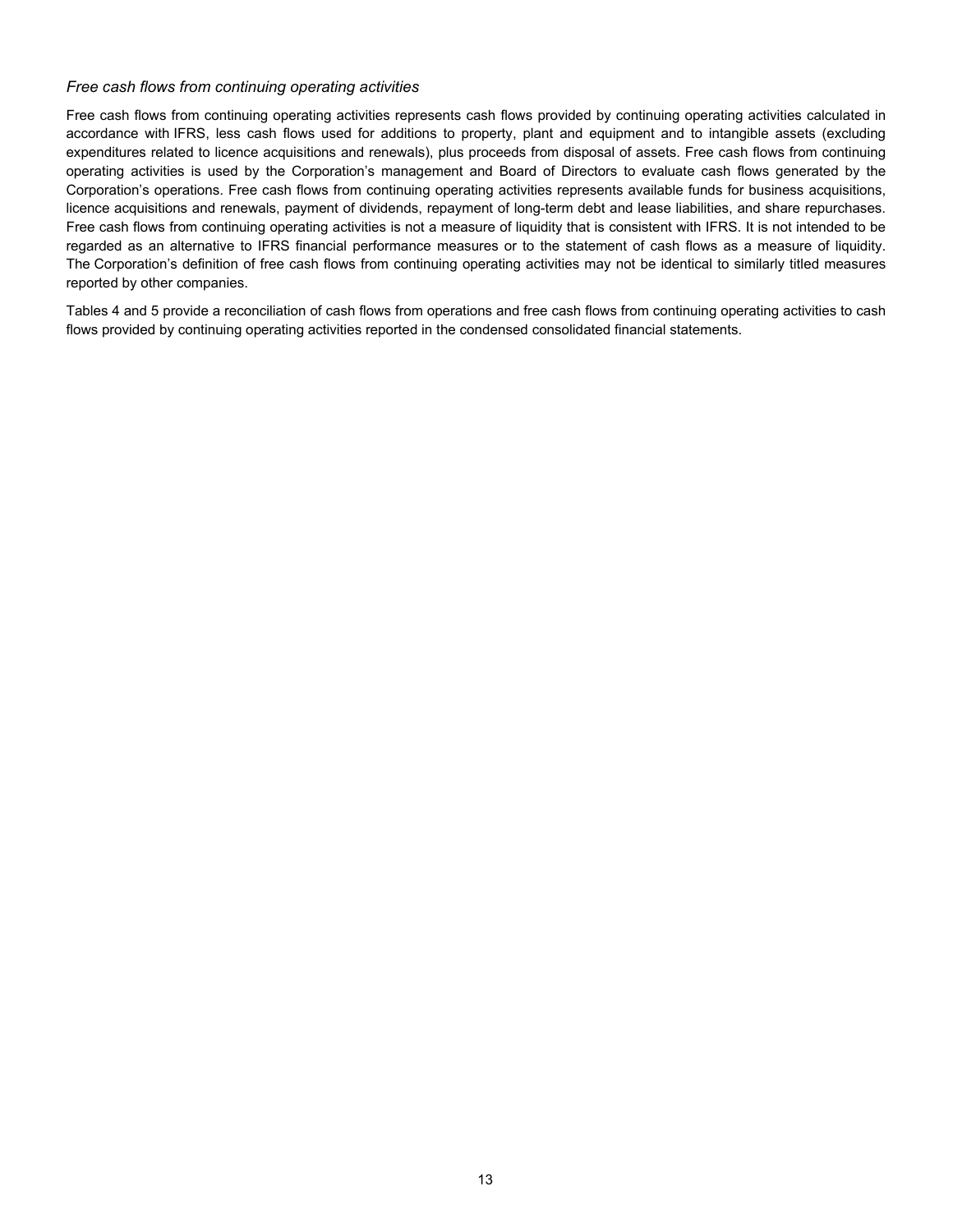*Free cash flows from continuing operating activities*

Free cash flows from continuing operating activities represents cash flows provided by continuing operating activities calculated in accordance with IFRS, less cash flows used for additions to property, plant and equipment and to intangible assets (excluding expenditures related to licence acquisitions and renewals), plus proceeds from disposal of assets. Free cash flows from continuing operating activities is used by the Corporation's management and Board of Directors to evaluate cash flows generated by the Corporation's operations. Free cash flows from continuing operating activities represents available funds for business acquisitions, licence acquisitions and renewals, payment of dividends, repayment of long-term debt and lease liabilities, and share repurchases. Free cash flows from continuing operating activities is not a measure of liquidity that is consistent with IFRS. It is not intended to be regarded as an alternative to IFRS financial performance measures or to the statement of cash flows as a measure of liquidity. The Corporation's definition of free cash flows from continuing operating activities may not be identical to similarly titled measures reported by other companies.

Tables 4 and 5 provide a reconciliation of cash flows from operations and free cash flows from continuing operating activities to cash flows provided by continuing operating activities reported in the condensed consolidated financial statements.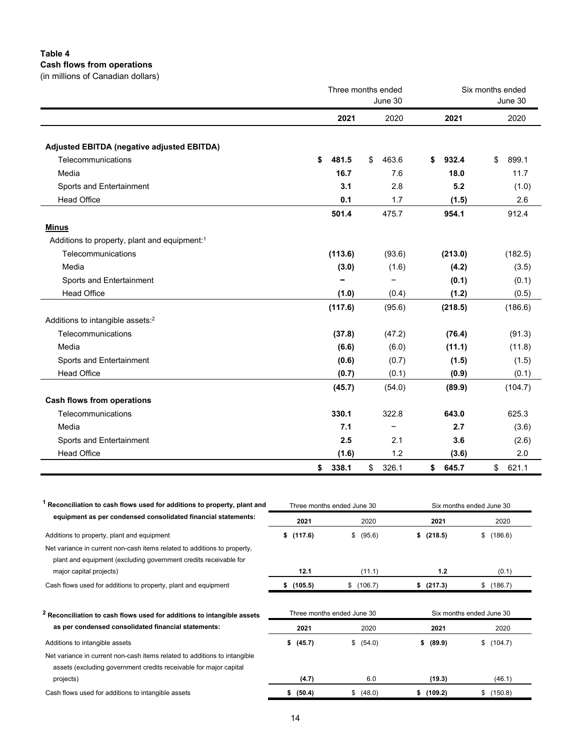**Table 4**
**Cash flows from operations**
(in millions of Canadian dollars)

| | Three months ended June 30 | | Six months ended June 30 | |
|---|---|---|---|---|
| | **2021** | 2020 | **2021** | 2020 |
| **Adjusted EBITDA (negative adjusted EBITDA)** | | | | |
| Telecommunications | **$ 481.5** | $ 463.6 | **$ 932.4** | $ 899.1 |
| Media | **16.7** | 7.6 | **18.0** | 11.7 |
| Sports and Entertainment | **3.1** | 2.8 | **5.2** | (1.0) |
| Head Office | **0.1** | 1.7 | **(1.5)** | 2.6 |
| | **501.4** | 475.7 | **954.1** | 912.4 |
| **Minus** | | | | |
| Additions to property, plant and equipment:[1] | | | | |
| Telecommunications | **(113.6)** | (93.6) | **(213.0)** | (182.5) |
| Media | **(3.0)** | (1.6) | **(4.2)** | (3.5) |
| Sports and Entertainment | **–** | – | **(0.1)** | (0.1) |
| Head Office | **(1.0)** | (0.4) | **(1.2)** | (0.5) |
| | **(117.6)** | (95.6) | **(218.5)** | (186.6) |
| Additions to intangible assets:[2] | | | | |
| Telecommunications | **(37.8)** | (47.2) | **(76.4)** | (91.3) |
| Media | **(6.6)** | (6.0) | **(11.1)** | (11.8) |
| Sports and Entertainment | **(0.6)** | (0.7) | **(1.5)** | (1.5) |
| Head Office | **(0.7)** | (0.1) | **(0.9)** | (0.1) |
| | **(45.7)** | (54.0) | **(89.9)** | (104.7) |
| **Cash flows from operations** | | | | |
| Telecommunications | **330.1** | 322.8 | **643.0** | 625.3 |
| Media | **7.1** | – | **2.7** | (3.6) |
| Sports and Entertainment | **2.5** | 2.1 | **3.6** | (2.6) |
| Head Office | **(1.6)** | 1.2 | **(3.6)** | 2.0 |
| | **$ 338.1** | $ 326.1 | **$ 645.7** | $ 621.1 |

| [1] **Reconciliation to cash flows used for additions to property, plant and equipment as per condensed consolidated financial statements:** | Three months ended June 30 | | Six months ended June 30 | |
|---|---|---|---|---|
| | **2021** | 2020 | **2021** | 2020 |
| Additions to property, plant and equipment | **$ (117.6)** | $ (95.6) | **$ (218.5)** | $ (186.6) |
| Net variance in current non-cash items related to additions to property, plant and equipment (excluding government credits receivable for major capital projects) | **12.1** | (11.1) | **1.2** | (0.1) |
| Cash flows used for additions to property, plant and equipment | **$ (105.5)** | $ (106.7) | **$ (217.3)** | $ (186.7) |

| [2] **Reconciliation to cash flows used for additions to intangible assets as per condensed consolidated financial statements:** | Three months ended June 30 | | Six months ended June 30 | |
|---|---|---|---|---|
| | **2021** | 2020 | **2021** | 2020 |
| Additions to intangible assets | **$ (45.7)** | $ (54.0) | **$ (89.9)** | $ (104.7) |
| Net variance in current non-cash items related to additions to intangible assets (excluding government credits receivable for major capital projects) | **(4.7)** | 6.0 | **(19.3)** | (46.1) |
| Cash flows used for additions to intangible assets | **$ (50.4)** | $ (48.0) | **$ (109.2)** | $ (150.8) |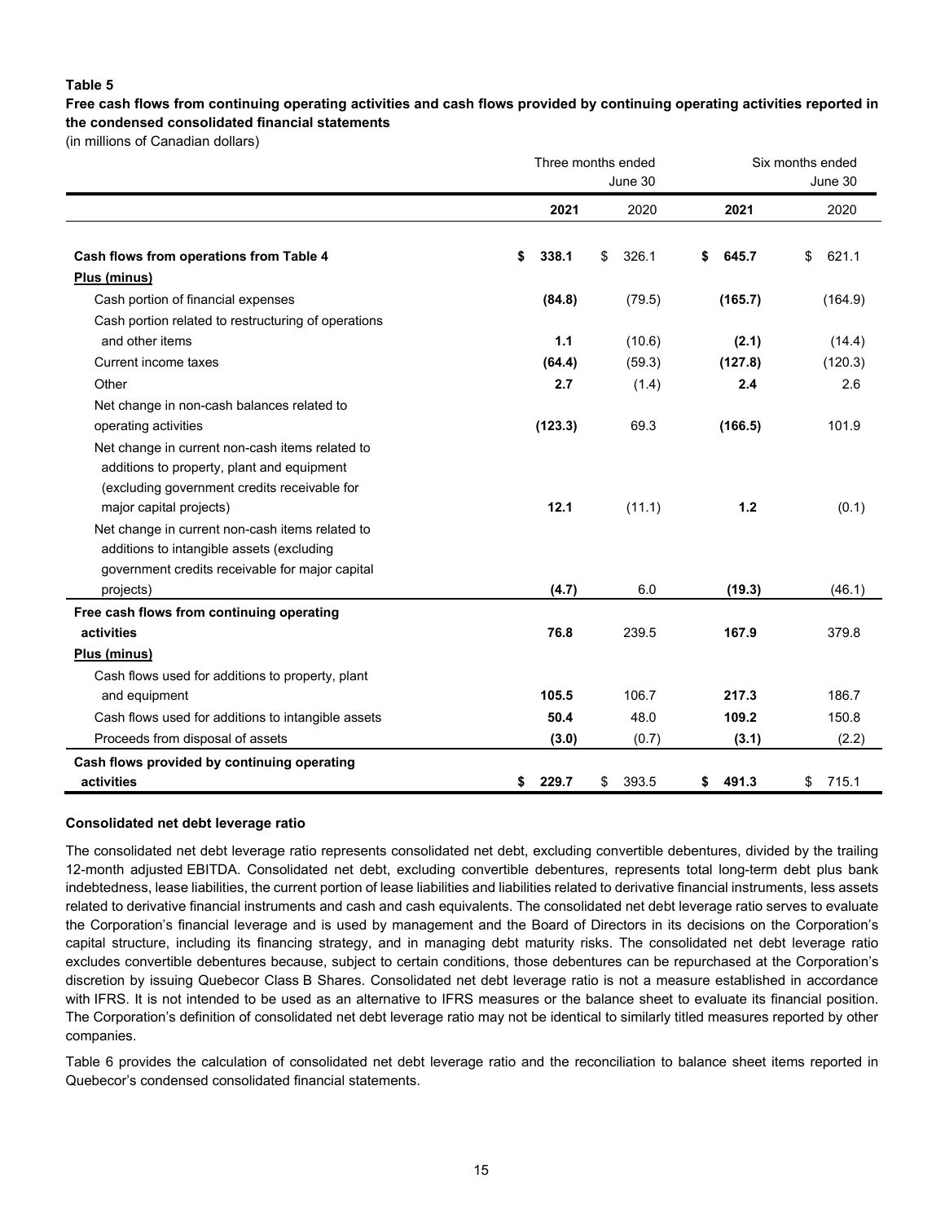**Table 5**

**Free cash flows from continuing operating activities and cash flows provided by continuing operating activities reported in the condensed consolidated financial statements**

(in millions of Canadian dollars)

| | Three months ended June 30 | | Six months ended June 30 | |
|---|---|---|---|---|
| | **2021** | 2020 | **2021** | 2020 |
| **Cash flows from operations from Table 4** | **$ 338.1** | $ 326.1 | **$ 645.7** | $ 621.1 |
| **Plus (minus)** | | | | |
| Cash portion of financial expenses | **(84.8)** | (79.5) | **(165.7)** | (164.9) |
| Cash portion related to restructuring of operations and other items | **1.1** | (10.6) | **(2.1)** | (14.4) |
| Current income taxes | **(64.4)** | (59.3) | **(127.8)** | (120.3) |
| Other | **2.7** | (1.4) | **2.4** | 2.6 |
| Net change in non-cash balances related to operating activities | **(123.3)** | 69.3 | **(166.5)** | 101.9 |
| Net change in current non-cash items related to additions to property, plant and equipment (excluding government credits receivable for major capital projects) | **12.1** | (11.1) | **1.2** | (0.1) |
| Net change in current non-cash items related to additions to intangible assets (excluding government credits receivable for major capital projects) | **(4.7)** | 6.0 | **(19.3)** | (46.1) |
| **Free cash flows from continuing operating activities** | **76.8** | 239.5 | **167.9** | 379.8 |
| **Plus (minus)** | | | | |
| Cash flows used for additions to property, plant and equipment | **105.5** | 106.7 | **217.3** | 186.7 |
| Cash flows used for additions to intangible assets | **50.4** | 48.0 | **109.2** | 150.8 |
| Proceeds from disposal of assets | **(3.0)** | (0.7) | **(3.1)** | (2.2) |
| **Cash flows provided by continuing operating activities** | **$ 229.7** | $ 393.5 | **$ 491.3** | $ 715.1 |

**Consolidated net debt leverage ratio**

The consolidated net debt leverage ratio represents consolidated net debt, excluding convertible debentures, divided by the trailing 12-month adjusted EBITDA. Consolidated net debt, excluding convertible debentures, represents total long-term debt plus bank indebtedness, lease liabilities, the current portion of lease liabilities and liabilities related to derivative financial instruments, less assets related to derivative financial instruments and cash and cash equivalents. The consolidated net debt leverage ratio serves to evaluate the Corporation's financial leverage and is used by management and the Board of Directors in its decisions on the Corporation's capital structure, including its financing strategy, and in managing debt maturity risks. The consolidated net debt leverage ratio excludes convertible debentures because, subject to certain conditions, those debentures can be repurchased at the Corporation's discretion by issuing Quebecor Class B Shares. Consolidated net debt leverage ratio is not a measure established in accordance with IFRS. It is not intended to be used as an alternative to IFRS measures or the balance sheet to evaluate its financial position. The Corporation's definition of consolidated net debt leverage ratio may not be identical to similarly titled measures reported by other companies.

Table 6 provides the calculation of consolidated net debt leverage ratio and the reconciliation to balance sheet items reported in Quebecor's condensed consolidated financial statements.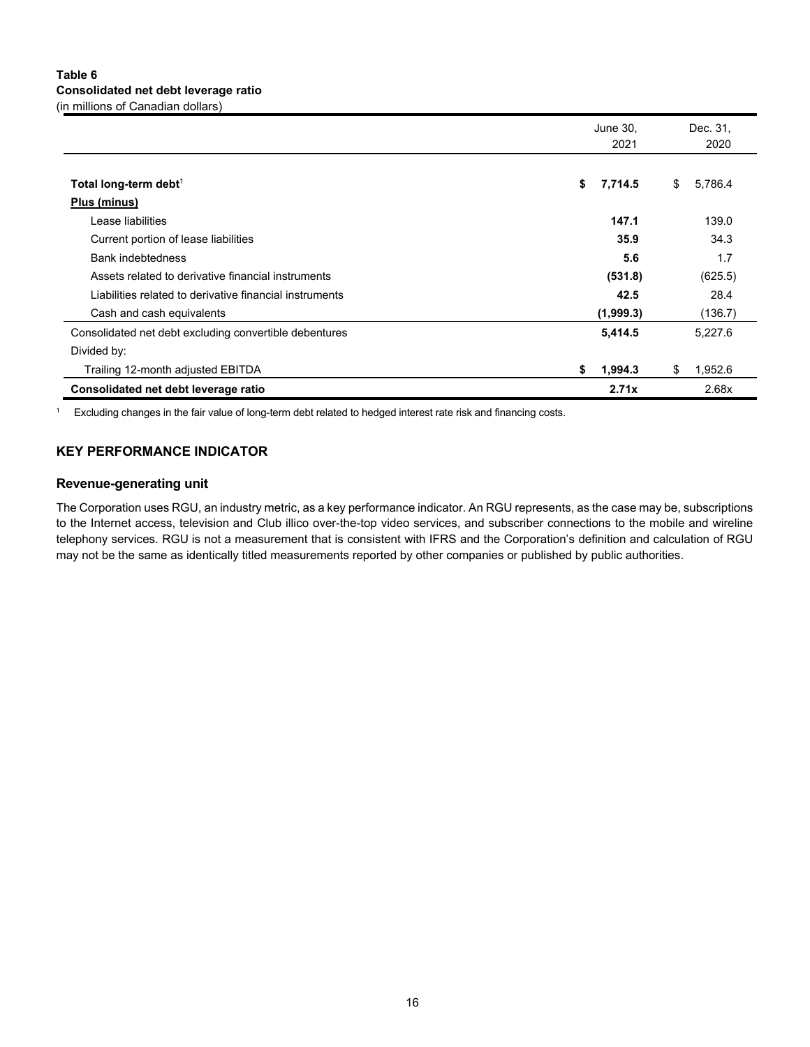**Table 6**
**Consolidated net debt leverage ratio**
(in millions of Canadian dollars)

| | June 30, 2021 | Dec. 31, 2020 |
|---|---|---|
| **Total long-term debt**[1] | **$ 7,714.5** | $ 5,786.4 |
| **Plus (minus)** | | |
| Lease liabilities | **147.1** | 139.0 |
| Current portion of lease liabilities | **35.9** | 34.3 |
| Bank indebtedness | **5.6** | 1.7 |
| Assets related to derivative financial instruments | **(531.8)** | (625.5) |
| Liabilities related to derivative financial instruments | **42.5** | 28.4 |
| Cash and cash equivalents | **(1,999.3)** | (136.7) |
| Consolidated net debt excluding convertible debentures | **5,414.5** | 5,227.6 |
| Divided by: | | |
| Trailing 12-month adjusted EBITDA | **$ 1,994.3** | $ 1,952.6 |
| **Consolidated net debt leverage ratio** | **2.71x** | 2.68x |

[1] Excluding changes in the fair value of long-term debt related to hedged interest rate risk and financing costs.

## KEY PERFORMANCE INDICATOR

### Revenue-generating unit

The Corporation uses RGU, an industry metric, as a key performance indicator. An RGU represents, as the case may be, subscriptions to the Internet access, television and Club illico over-the-top video services, and subscriber connections to the mobile and wireline telephony services. RGU is not a measurement that is consistent with IFRS and the Corporation's definition and calculation of RGU may not be the same as identically titled measurements reported by other companies or published by public authorities.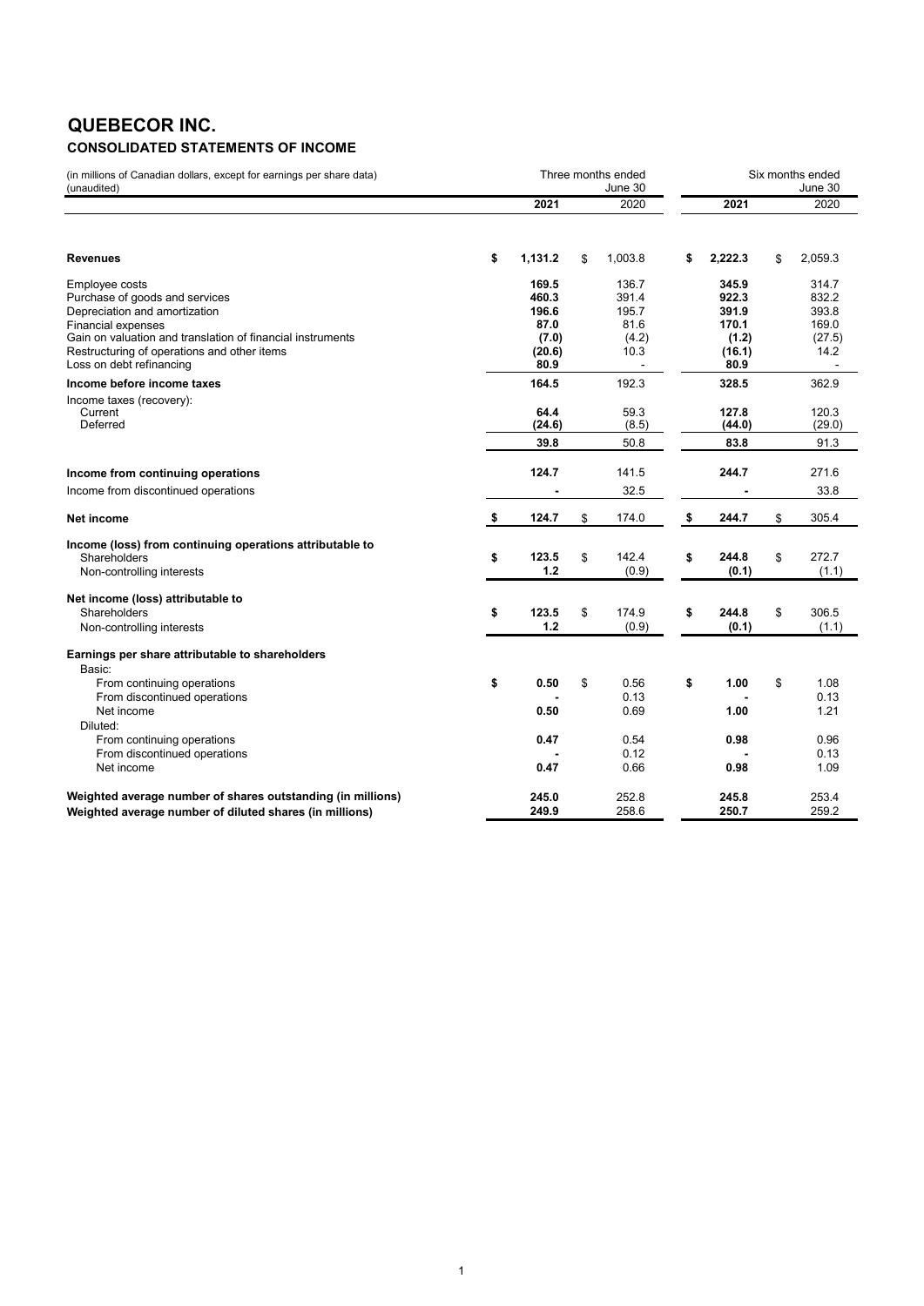# QUEBECOR INC.

## CONSOLIDATED STATEMENTS OF INCOME

| (in millions of Canadian dollars, except for earnings per share data) (unaudited) | Three months ended June 30 | | Six months ended June 30 | |
|---|---|---|---|---|
| | **2021** | 2020 | **2021** | 2020 |
| **Revenues** | **$ 1,131.2** | $ 1,003.8 | **$ 2,222.3** | $ 2,059.3 |
| Employee costs | **169.5** | 136.7 | **345.9** | 314.7 |
| Purchase of goods and services | **460.3** | 391.4 | **922.3** | 832.2 |
| Depreciation and amortization | **196.6** | 195.7 | **391.9** | 393.8 |
| Financial expenses | **87.0** | 81.6 | **170.1** | 169.0 |
| Gain on valuation and translation of financial instruments | **(7.0)** | (4.2) | **(1.2)** | (27.5) |
| Restructuring of operations and other items | **(20.6)** | 10.3 | **(16.1)** | 14.2 |
| Loss on debt refinancing | **80.9** | - | **80.9** | - |
| **Income before income taxes** | **164.5** | 192.3 | **328.5** | 362.9 |
| Income taxes (recovery): | | | | |
| Current | **64.4** | 59.3 | **127.8** | 120.3 |
| Deferred | **(24.6)** | (8.5) | **(44.0)** | (29.0) |
| | **39.8** | 50.8 | **83.8** | 91.3 |
| **Income from continuing operations** | **124.7** | 141.5 | **244.7** | 271.6 |
| Income from discontinued operations | **-** | 32.5 | **-** | 33.8 |
| **Net income** | **$ 124.7** | $ 174.0 | **$ 244.7** | $ 305.4 |
| **Income (loss) from continuing operations attributable to** | | | | |
| Shareholders | **$ 123.5** | $ 142.4 | **$ 244.8** | $ 272.7 |
| Non-controlling interests | **1.2** | (0.9) | **(0.1)** | (1.1) |
| **Net income (loss) attributable to** | | | | |
| Shareholders | **$ 123.5** | $ 174.9 | **$ 244.8** | $ 306.5 |
| Non-controlling interests | **1.2** | (0.9) | **(0.1)** | (1.1) |
| **Earnings per share attributable to shareholders** | | | | |
| Basic: | | | | |
| From continuing operations | **$ 0.50** | $ 0.56 | **$ 1.00** | $ 1.08 |
| From discontinued operations | **-** | 0.13 | **-** | 0.13 |
| Net income | **0.50** | 0.69 | **1.00** | 1.21 |
| Diluted: | | | | |
| From continuing operations | **0.47** | 0.54 | **0.98** | 0.96 |
| From discontinued operations | **-** | 0.12 | **-** | 0.13 |
| Net income | **0.47** | 0.66 | **0.98** | 1.09 |
| **Weighted average number of shares outstanding (in millions)** | **245.0** | 252.8 | **245.8** | 253.4 |
| **Weighted average number of diluted shares (in millions)** | **249.9** | 258.6 | **250.7** | 259.2 |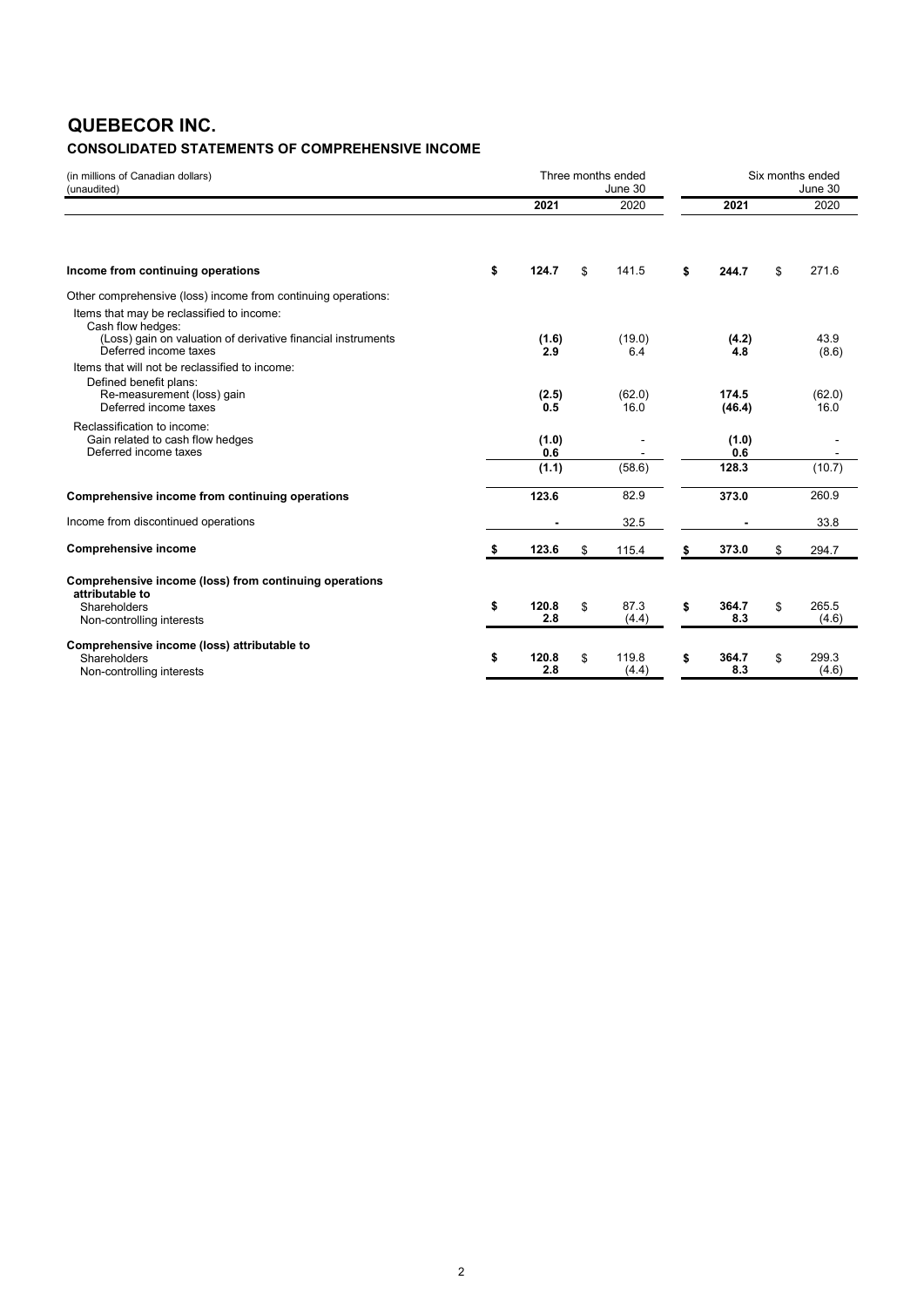# QUEBECOR INC.

## CONSOLIDATED STATEMENTS OF COMPREHENSIVE INCOME

| (in millions of Canadian dollars) (unaudited) | Three months ended June 30 | | Six months ended June 30 | |
|---|---|---|---|---|
| | **2021** | 2020 | **2021** | 2020 |
| **Income from continuing operations** | **$ 124.7** | $ 141.5 | **$ 244.7** | $ 271.6 |
| Other comprehensive (loss) income from continuing operations: | | | | |
| Items that may be reclassified to income: | | | | |
| Cash flow hedges: | | | | |
| (Loss) gain on valuation of derivative financial instruments | **(1.6)** | (19.0) | **(4.2)** | 43.9 |
| Deferred income taxes | **2.9** | 6.4 | **4.8** | (8.6) |
| Items that will not be reclassified to income: | | | | |
| Defined benefit plans: | | | | |
| Re-measurement (loss) gain | **(2.5)** | (62.0) | **174.5** | (62.0) |
| Deferred income taxes | **0.5** | 16.0 | **(46.4)** | 16.0 |
| Reclassification to income: | | | | |
| Gain related to cash flow hedges | **(1.0)** | - | **(1.0)** | - |
| Deferred income taxes | **0.6** | - | **0.6** | - |
| | **(1.1)** | (58.6) | **128.3** | (10.7) |
| **Comprehensive income from continuing operations** | **123.6** | 82.9 | **373.0** | 260.9 |
| Income from discontinued operations | **-** | 32.5 | **-** | 33.8 |
| **Comprehensive income** | **$ 123.6** | $ 115.4 | **$ 373.0** | $ 294.7 |
| **Comprehensive income (loss) from continuing operations attributable to** | | | | |
| Shareholders | **$ 120.8** | $ 87.3 | **$ 364.7** | $ 265.5 |
| Non-controlling interests | **2.8** | (4.4) | **8.3** | (4.6) |
| **Comprehensive income (loss) attributable to** | | | | |
| Shareholders | **$ 120.8** | $ 119.8 | **$ 364.7** | $ 299.3 |
| Non-controlling interests | **2.8** | (4.4) | **8.3** | (4.6) |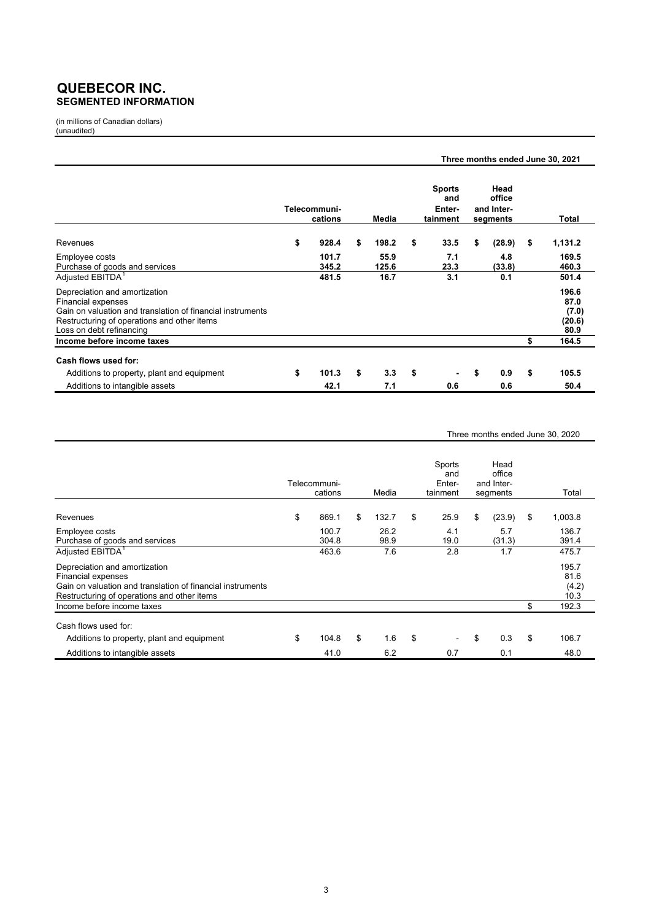# QUEBECOR INC.
## SEGMENTED INFORMATION

(in millions of Canadian dollars)
(unaudited)

**Three months ended June 30, 2021**

| | Telecommuni-cations | Media | Sports and Enter-tainment | Head office and Inter-segments | Total |
|---|---|---|---|---|---|
| Revenues | $ 928.4 | $ 198.2 | $ 33.5 | $ (28.9) | $ 1,131.2 |
| Employee costs | 101.7 | 55.9 | 7.1 | 4.8 | 169.5 |
| Purchase of goods and services | 345.2 | 125.6 | 23.3 | (33.8) | 460.3 |
| Adjusted EBITDA[1] | 481.5 | 16.7 | 3.1 | 0.1 | 501.4 |
| Depreciation and amortization | | | | | 196.6 |
| Financial expenses | | | | | 87.0 |
| Gain on valuation and translation of financial instruments | | | | | (7.0) |
| Restructuring of operations and other items | | | | | (20.6) |
| Loss on debt refinancing | | | | | 80.9 |
| **Income before income taxes** | | | | | **$ 164.5** |
| **Cash flows used for:** | | | | | |
| Additions to property, plant and equipment | $ 101.3 | $ 3.3 | $ - | $ 0.9 | $ 105.5 |
| Additions to intangible assets | 42.1 | 7.1 | 0.6 | 0.6 | 50.4 |

Three months ended June 30, 2020

| | Telecommuni-cations | Media | Sports and Enter-tainment | Head office and Inter-segments | Total |
|---|---|---|---|---|---|
| Revenues | $ 869.1 | $ 132.7 | $ 25.9 | $ (23.9) | $ 1,003.8 |
| Employee costs | 100.7 | 26.2 | 4.1 | 5.7 | 136.7 |
| Purchase of goods and services | 304.8 | 98.9 | 19.0 | (31.3) | 391.4 |
| Adjusted EBITDA[1] | 463.6 | 7.6 | 2.8 | 1.7 | 475.7 |
| Depreciation and amortization | | | | | 195.7 |
| Financial expenses | | | | | 81.6 |
| Gain on valuation and translation of financial instruments | | | | | (4.2) |
| Restructuring of operations and other items | | | | | 10.3 |
| Income before income taxes | | | | | $ 192.3 |
| Cash flows used for: | | | | | |
| Additions to property, plant and equipment | $ 104.8 | $ 1.6 | $ - | $ 0.3 | $ 106.7 |
| Additions to intangible assets | 41.0 | 6.2 | 0.7 | 0.1 | 48.0 |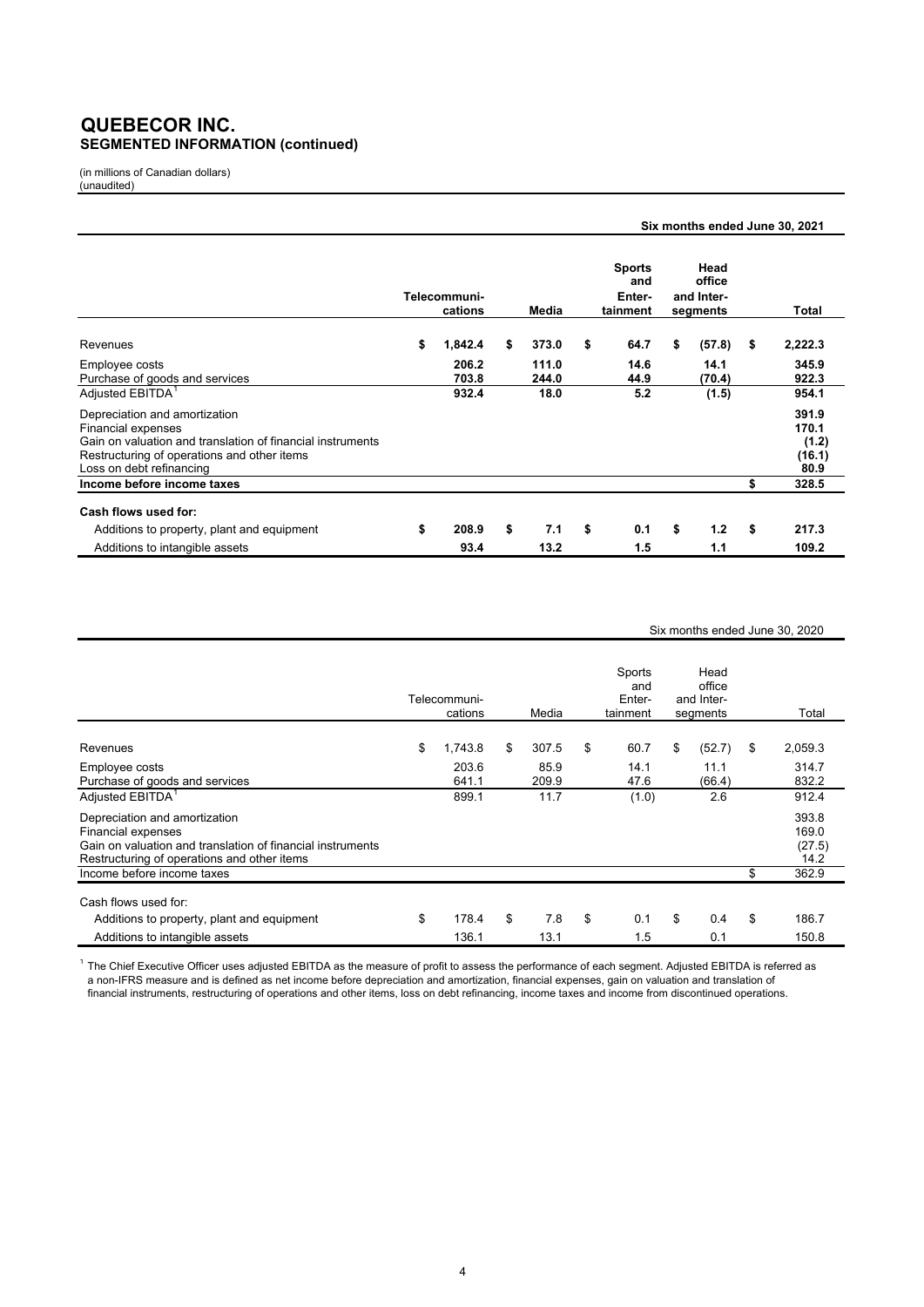# QUEBECOR INC.
## SEGMENTED INFORMATION (continued)

(in millions of Canadian dollars)
(unaudited)

**Six months ended June 30, 2021**

| | Telecommuni-cations | Media | Sports and Enter-tainment | Head office and Inter-segments | Total |
|---|---|---|---|---|---|
| Revenues | $ 1,842.4 | $ 373.0 | $ 64.7 | $ (57.8) | $ 2,222.3 |
| Employee costs | 206.2 | 111.0 | 14.6 | 14.1 | 345.9 |
| Purchase of goods and services | 703.8 | 244.0 | 44.9 | (70.4) | 922.3 |
| Adjusted EBITDA[1] | 932.4 | 18.0 | 5.2 | (1.5) | 954.1 |
| Depreciation and amortization | | | | | 391.9 |
| Financial expenses | | | | | 170.1 |
| Gain on valuation and translation of financial instruments | | | | | (1.2) |
| Restructuring of operations and other items | | | | | (16.1) |
| Loss on debt refinancing | | | | | 80.9 |
| **Income before income taxes** | | | | | $ 328.5 |
| **Cash flows used for:** | | | | | |
| Additions to property, plant and equipment | $ 208.9 | $ 7.1 | $ 0.1 | $ 1.2 | $ 217.3 |
| Additions to intangible assets | 93.4 | 13.2 | 1.5 | 1.1 | 109.2 |

Six months ended June 30, 2020

| | Telecommuni-cations | Media | Sports and Enter-tainment | Head office and Inter-segments | Total |
|---|---|---|---|---|---|
| Revenues | $ 1,743.8 | $ 307.5 | $ 60.7 | $ (52.7) | $ 2,059.3 |
| Employee costs | 203.6 | 85.9 | 14.1 | 11.1 | 314.7 |
| Purchase of goods and services | 641.1 | 209.9 | 47.6 | (66.4) | 832.2 |
| Adjusted EBITDA[1] | 899.1 | 11.7 | (1.0) | 2.6 | 912.4 |
| Depreciation and amortization | | | | | 393.8 |
| Financial expenses | | | | | 169.0 |
| Gain on valuation and translation of financial instruments | | | | | (27.5) |
| Restructuring of operations and other items | | | | | 14.2 |
| Income before income taxes | | | | | $ 362.9 |
| Cash flows used for: | | | | | |
| Additions to property, plant and equipment | $ 178.4 | $ 7.8 | $ 0.1 | $ 0.4 | $ 186.7 |
| Additions to intangible assets | 136.1 | 13.1 | 1.5 | 0.1 | 150.8 |

[1] The Chief Executive Officer uses adjusted EBITDA as the measure of profit to assess the performance of each segment. Adjusted EBITDA is referred as a non-IFRS measure and is defined as net income before depreciation and amortization, financial expenses, gain on valuation and translation of financial instruments, restructuring of operations and other items, loss on debt refinancing, income taxes and income from discontinued operations.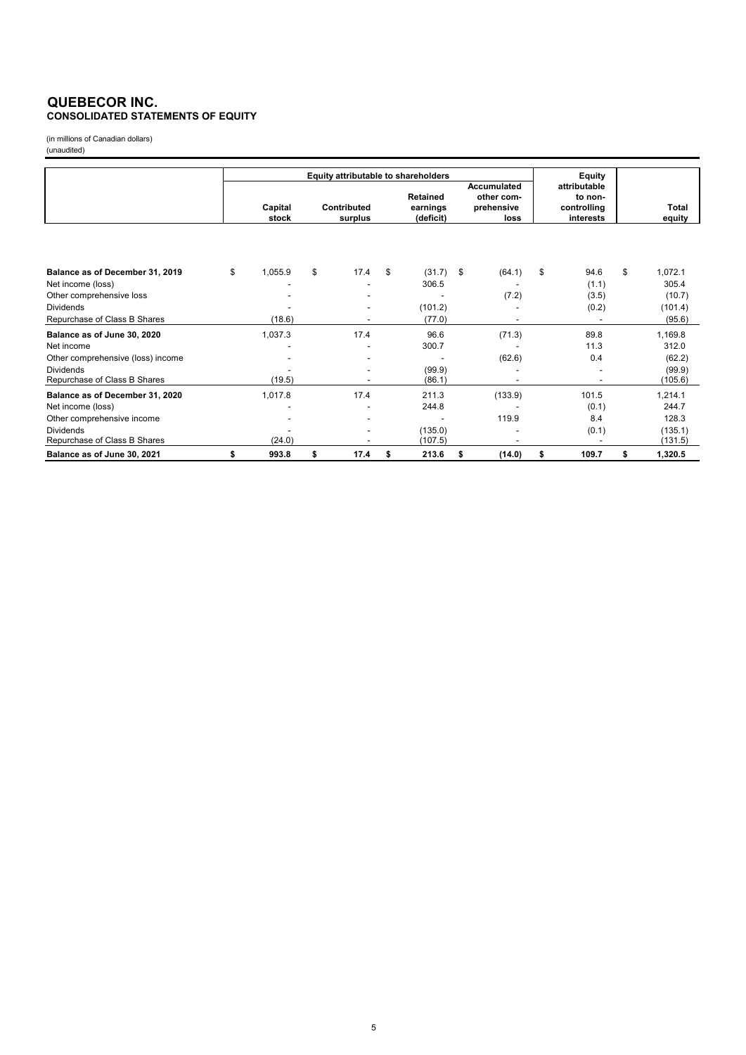# QUEBECOR INC.
## CONSOLIDATED STATEMENTS OF EQUITY

(in millions of Canadian dollars)
(unaudited)

| | Equity attributable to shareholders | | | | Equity attributable to non-controlling interests | Total equity |
|---|---|---|---|---|---|---|
| | Capital stock | Contributed surplus | Retained earnings (deficit) | Accumulated other comprehensive loss | | |
| **Balance as of December 31, 2019** | $ 1,055.9 | $ 17.4 | $ (31.7) | $ (64.1) | $ 94.6 | $ 1,072.1 |
| Net income (loss) | - | - | 306.5 | - | (1.1) | 305.4 |
| Other comprehensive loss | - | - | - | (7.2) | (3.5) | (10.7) |
| Dividends | - | - | (101.2) | - | (0.2) | (101.4) |
| Repurchase of Class B Shares | (18.6) | - | (77.0) | - | - | (95.6) |
| **Balance as of June 30, 2020** | 1,037.3 | 17.4 | 96.6 | (71.3) | 89.8 | 1,169.8 |
| Net income | - | - | 300.7 | - | 11.3 | 312.0 |
| Other comprehensive (loss) income | - | - | - | (62.6) | 0.4 | (62.2) |
| Dividends | - | - | (99.9) | - | - | (99.9) |
| Repurchase of Class B Shares | (19.5) | - | (86.1) | - | - | (105.6) |
| **Balance as of December 31, 2020** | 1,017.8 | 17.4 | 211.3 | (133.9) | 101.5 | 1,214.1 |
| Net income (loss) | - | - | 244.8 | - | (0.1) | 244.7 |
| Other comprehensive income | - | - | - | 119.9 | 8.4 | 128.3 |
| Dividends | - | - | (135.0) | - | (0.1) | (135.1) |
| Repurchase of Class B Shares | (24.0) | - | (107.5) | - | - | (131.5) |
| **Balance as of June 30, 2021** | **$ 993.8** | **$ 17.4** | **$ 213.6** | **$ (14.0)** | **$ 109.7** | **$ 1,320.5** |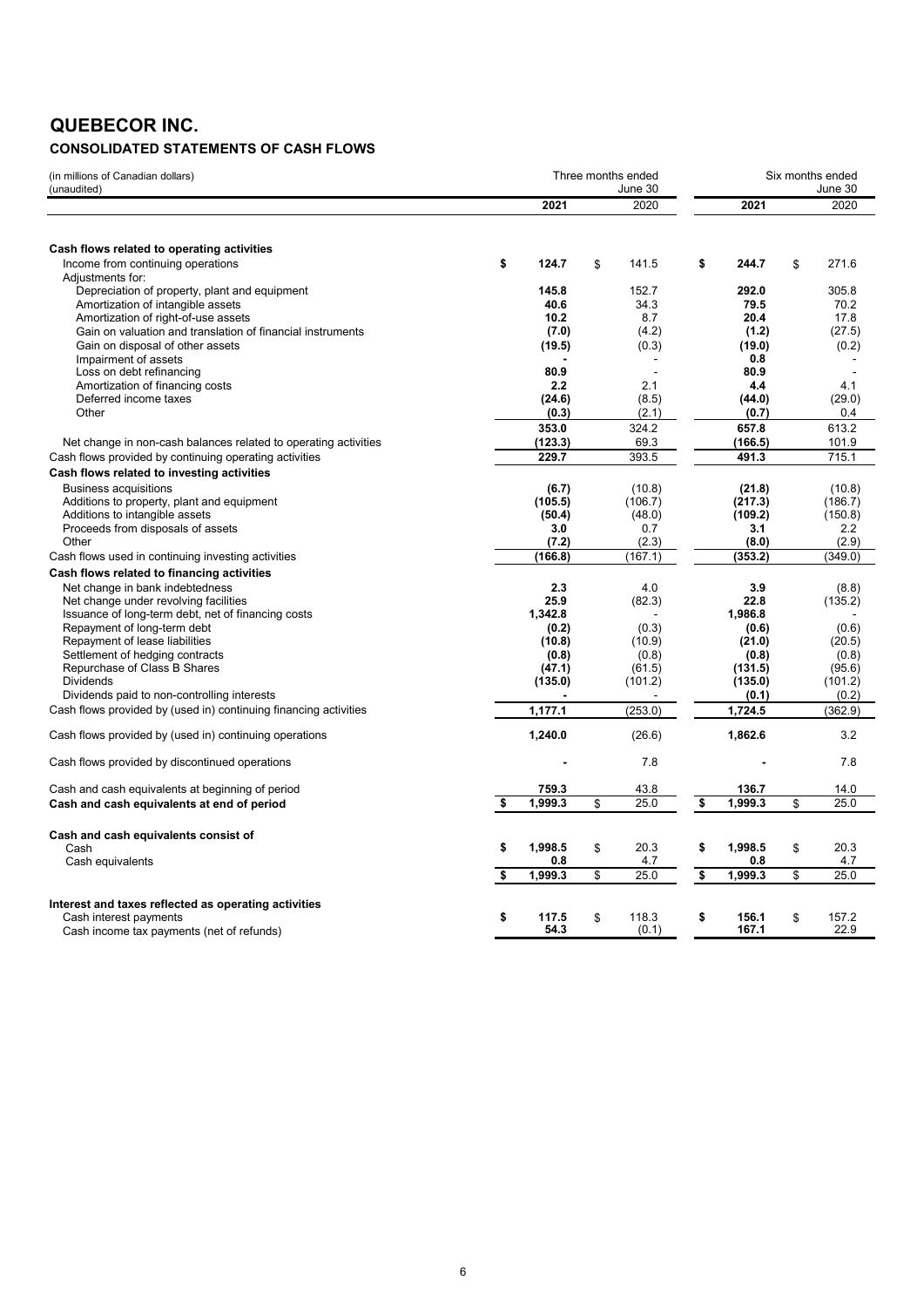# QUEBECOR INC.

## CONSOLIDATED STATEMENTS OF CASH FLOWS

| (in millions of Canadian dollars) (unaudited) | Three months ended June 30 | | Six months ended June 30 | |
|---|---|---|---|---|
| | **2021** | 2020 | **2021** | 2020 |
| **Cash flows related to operating activities** | | | | |
| Income from continuing operations | **$ 124.7** | $ 141.5 | **$ 244.7** | $ 271.6 |
| Adjustments for: | | | | |
| Depreciation of property, plant and equipment | **145.8** | 152.7 | **292.0** | 305.8 |
| Amortization of intangible assets | **40.6** | 34.3 | **79.5** | 70.2 |
| Amortization of right-of-use assets | **10.2** | 8.7 | **20.4** | 17.8 |
| Gain on valuation and translation of financial instruments | **(7.0)** | (4.2) | **(1.2)** | (27.5) |
| Gain on disposal of other assets | **(19.5)** | (0.3) | **(19.0)** | (0.2) |
| Impairment of assets | **-** | - | **0.8** | - |
| Loss on debt refinancing | **80.9** | - | **80.9** | - |
| Amortization of financing costs | **2.2** | 2.1 | **4.4** | 4.1 |
| Deferred income taxes | **(24.6)** | (8.5) | **(44.0)** | (29.0) |
| Other | **(0.3)** | (2.1) | **(0.7)** | 0.4 |
| | **353.0** | 324.2 | **657.8** | 613.2 |
| Net change in non-cash balances related to operating activities | **(123.3)** | 69.3 | **(166.5)** | 101.9 |
| Cash flows provided by continuing operating activities | **229.7** | 393.5 | **491.3** | 715.1 |
| **Cash flows related to investing activities** | | | | |
| Business acquisitions | **(6.7)** | (10.8) | **(21.8)** | (10.8) |
| Additions to property, plant and equipment | **(105.5)** | (106.7) | **(217.3)** | (186.7) |
| Additions to intangible assets | **(50.4)** | (48.0) | **(109.2)** | (150.8) |
| Proceeds from disposals of assets | **3.0** | 0.7 | **3.1** | 2.2 |
| Other | **(7.2)** | (2.3) | **(8.0)** | (2.9) |
| Cash flows used in continuing investing activities | **(166.8)** | (167.1) | **(353.2)** | (349.0) |
| **Cash flows related to financing activities** | | | | |
| Net change in bank indebtedness | **2.3** | 4.0 | **3.9** | (8.8) |
| Net change under revolving facilities | **25.9** | (82.3) | **22.8** | (135.2) |
| Issuance of long-term debt, net of financing costs | **1,342.8** | - | **1,986.8** | - |
| Repayment of long-term debt | **(0.2)** | (0.3) | **(0.6)** | (0.6) |
| Repayment of lease liabilities | **(10.8)** | (10.9) | **(21.0)** | (20.5) |
| Settlement of hedging contracts | **(0.8)** | (0.8) | **(0.8)** | (0.8) |
| Repurchase of Class B Shares | **(47.1)** | (61.5) | **(131.5)** | (95.6) |
| Dividends | **(135.0)** | (101.2) | **(135.0)** | (101.2) |
| Dividends paid to non-controlling interests | **-** | - | **(0.1)** | (0.2) |
| Cash flows provided by (used in) continuing financing activities | **1,177.1** | (253.0) | **1,724.5** | (362.9) |
| Cash flows provided by (used in) continuing operations | **1,240.0** | (26.6) | **1,862.6** | 3.2 |
| Cash flows provided by discontinued operations | **-** | 7.8 | **-** | 7.8 |
| Cash and cash equivalents at beginning of period | **759.3** | 43.8 | **136.7** | 14.0 |
| **Cash and cash equivalents at end of period** | **$ 1,999.3** | $ 25.0 | **$ 1,999.3** | $ 25.0 |
| **Cash and cash equivalents consist of** | | | | |
| Cash | **$ 1,998.5** | $ 20.3 | **$ 1,998.5** | $ 20.3 |
| Cash equivalents | **0.8** | 4.7 | **0.8** | 4.7 |
| | **$ 1,999.3** | $ 25.0 | **$ 1,999.3** | $ 25.0 |
| **Interest and taxes reflected as operating activities** | | | | |
| Cash interest payments | **$ 117.5** | $ 118.3 | **$ 156.1** | $ 157.2 |
| Cash income tax payments (net of refunds) | **54.3** | (0.1) | **167.1** | 22.9 |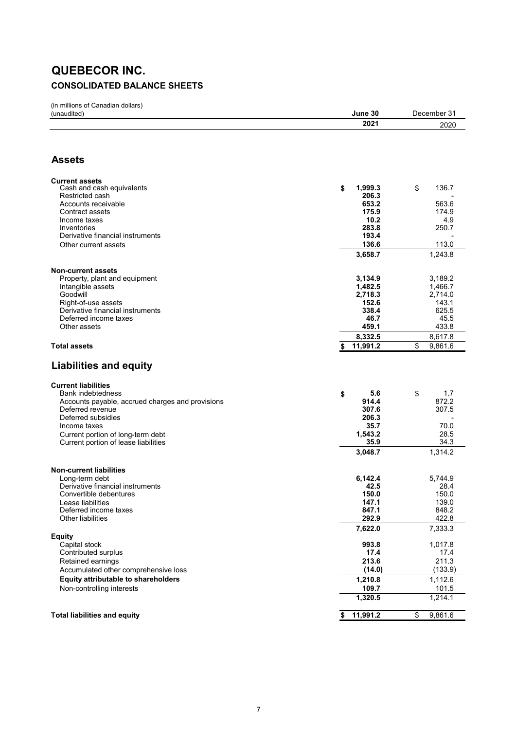# QUEBECOR INC.

## CONSOLIDATED BALANCE SHEETS

(in millions of Canadian dollars)
(unaudited)

| | June 30 2021 | December 31 2020 |
|---|---|---|
| **Assets** | | |
| **Current assets** | | |
| Cash and cash equivalents | $ 1,999.3 | $ 136.7 |
| Restricted cash | 206.3 | - |
| Accounts receivable | 653.2 | 563.6 |
| Contract assets | 175.9 | 174.9 |
| Income taxes | 10.2 | 4.9 |
| Inventories | 283.8 | 250.7 |
| Derivative financial instruments | 193.4 | - |
| Other current assets | 136.6 | 113.0 |
| | 3,658.7 | 1,243.8 |
| **Non-current assets** | | |
| Property, plant and equipment | 3,134.9 | 3,189.2 |
| Intangible assets | 1,482.5 | 1,466.7 |
| Goodwill | 2,718.3 | 2,714.0 |
| Right-of-use assets | 152.6 | 143.1 |
| Derivative financial instruments | 338.4 | 625.5 |
| Deferred income taxes | 46.7 | 45.5 |
| Other assets | 459.1 | 433.8 |
| | 8,332.5 | 8,617.8 |
| **Total assets** | $ 11,991.2 | $ 9,861.6 |
| **Liabilities and equity** | | |
| **Current liabilities** | | |
| Bank indebtedness | $ 5.6 | $ 1.7 |
| Accounts payable, accrued charges and provisions | 914.4 | 872.2 |
| Deferred revenue | 307.6 | 307.5 |
| Deferred subsidies | 206.3 | - |
| Income taxes | 35.7 | 70.0 |
| Current portion of long-term debt | 1,543.2 | 28.5 |
| Current portion of lease liabilities | 35.9 | 34.3 |
| | 3,048.7 | 1,314.2 |
| **Non-current liabilities** | | |
| Long-term debt | 6,142.4 | 5,744.9 |
| Derivative financial instruments | 42.5 | 28.4 |
| Convertible debentures | 150.0 | 150.0 |
| Lease liabilities | 147.1 | 139.0 |
| Deferred income taxes | 847.1 | 848.2 |
| Other liabilities | 292.9 | 422.8 |
| | 7,622.0 | 7,333.3 |
| **Equity** | | |
| Capital stock | 993.8 | 1,017.8 |
| Contributed surplus | 17.4 | 17.4 |
| Retained earnings | 213.6 | 211.3 |
| Accumulated other comprehensive loss | (14.0) | (133.9) |
| **Equity attributable to shareholders** | 1,210.8 | 1,112.6 |
| Non-controlling interests | 109.7 | 101.5 |
| | 1,320.5 | 1,214.1 |
| **Total liabilities and equity** | $ 11,991.2 | $ 9,861.6 |